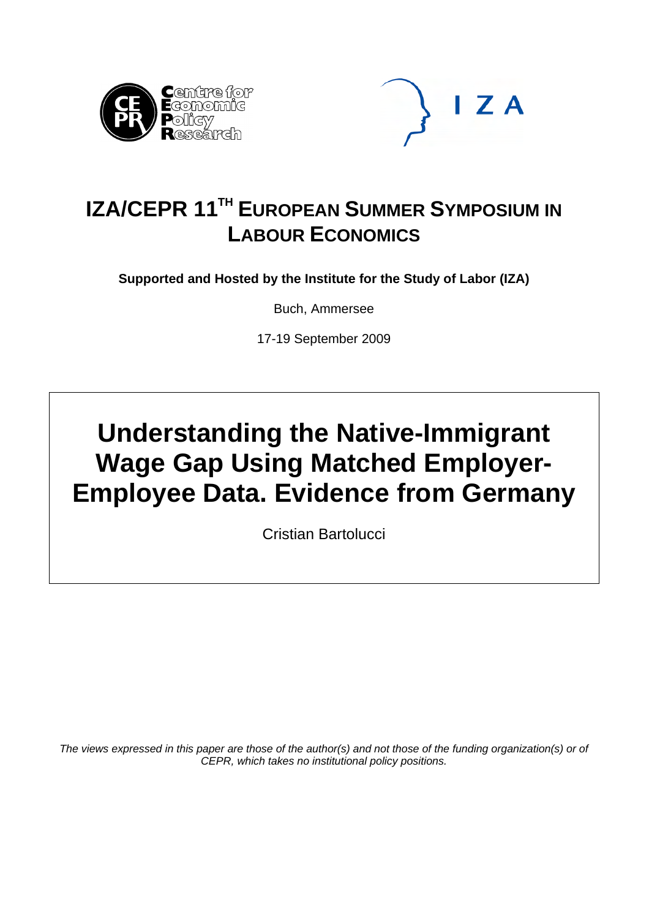# IZA/CEPR 11TH EUROPEAN SUMMER SYMPOSIUM IN LABOUR ECONOMICS

**Supported and Hosted by the Institute for the Study of Labor (IZA)**

Buch, Ammersee

17-19 September 2009

# Understanding the Native-Immigrant Wage Gap Using Matched Employer-Employee Data. Evidence from Germany

Cristian Bartolucci

*The views expressed in this paper are those of the author(s) and not those of the funding organization(s) or of CEPR, which takes no institutional policy positions.*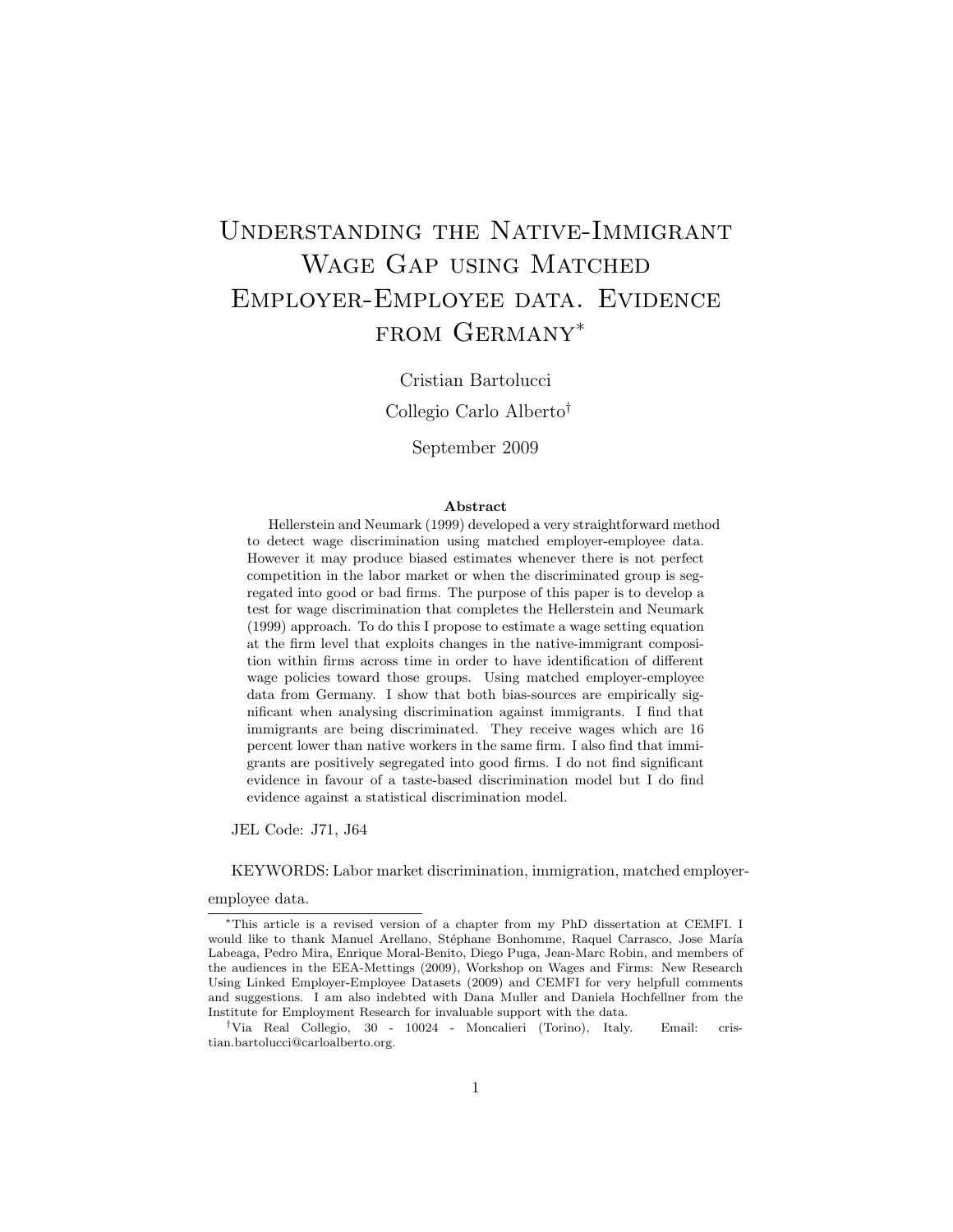# Understanding the Native-Immigrant Wage Gap using Matched Employer-Employee data. Evidence from Germany*

Cristian Bartolucci

Collegio Carlo Alberto[†]

September 2009

**Abstract**

Hellerstein and Neumark (1999) developed a very straightforward method to detect wage discrimination using matched employer-employee data. However it may produce biased estimates whenever there is not perfect competition in the labor market or when the discriminated group is segregated into good or bad firms. The purpose of this paper is to develop a test for wage discrimination that completes the Hellerstein and Neumark (1999) approach. To do this I propose to estimate a wage setting equation at the firm level that exploits changes in the native-immigrant composition within firms across time in order to have identification of different wage policies toward those groups. Using matched employer-employee data from Germany. I show that both bias-sources are empirically significant when analysing discrimination against immigrants. I find that immigrants are being discriminated. They receive wages which are 16 percent lower than native workers in the same firm. I also find that immigrants are positively segregated into good firms. I do not find significant evidence in favour of a taste-based discrimination model but I do find evidence against a statistical discrimination model.

JEL Code: J71, J64

KEYWORDS: Labor market discrimination, immigration, matched employer-employee data.

---

*This article is a revised version of a chapter from my PhD dissertation at CEMFI. I would like to thank Manuel Arellano, Stéphane Bonhomme, Raquel Carrasco, Jose María Labeaga, Pedro Mira, Enrique Moral-Benito, Diego Puga, Jean-Marc Robin, and members of the audiences in the EEA-Mettings (2009), Workshop on Wages and Firms: New Research Using Linked Employer-Employee Datasets (2009) and CEMFI for very helpfull comments and suggestions. I am also indebted with Dana Muller and Daniela Hochfellner from the Institute for Employment Research for invaluable support with the data.

[†]Via Real Collegio, 30 - 10024 - Moncalieri (Torino), Italy. Email: cristian.bartolucci@carloalberto.org.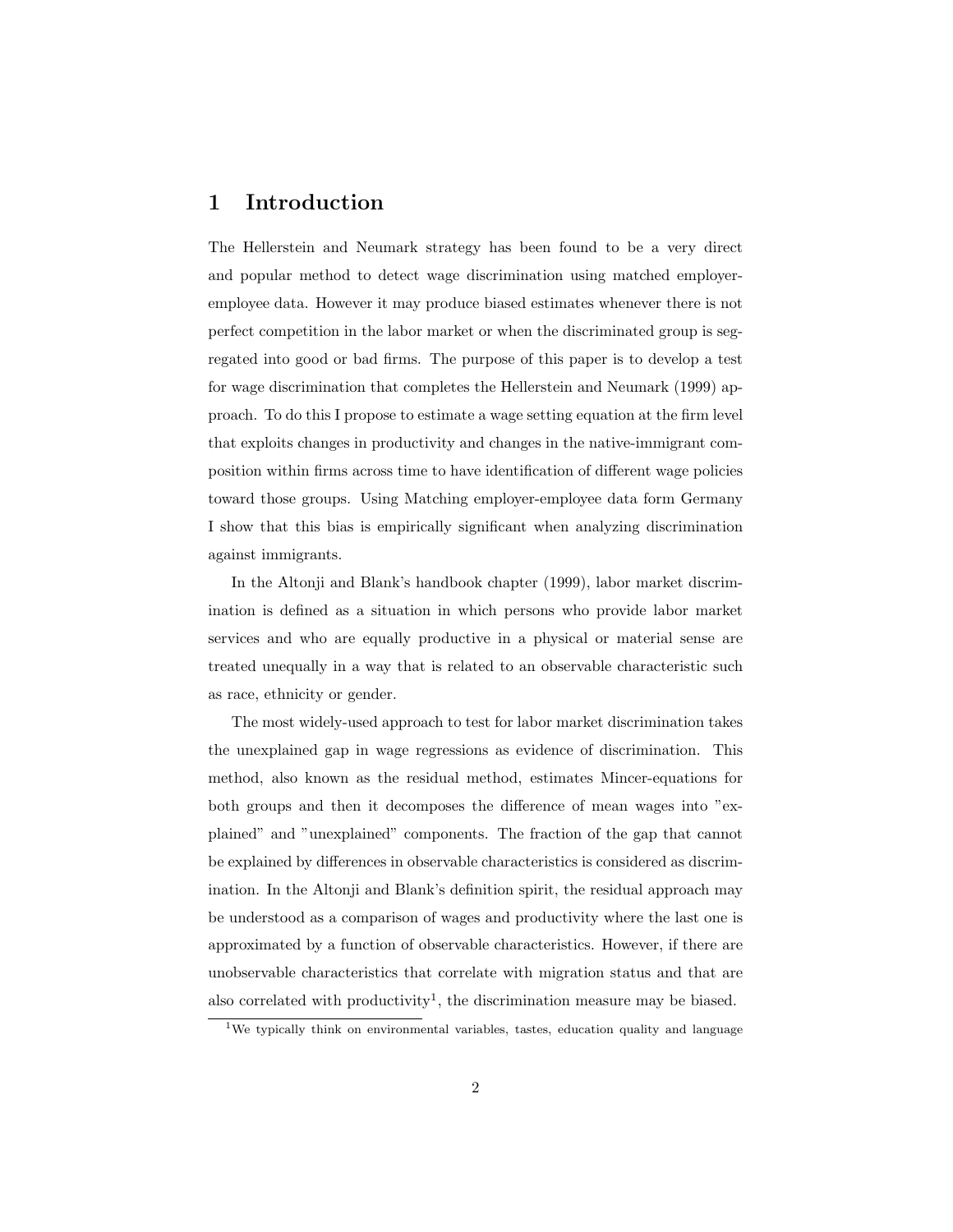# 1 Introduction

The Hellerstein and Neumark strategy has been found to be a very direct and popular method to detect wage discrimination using matched employer-employee data. However it may produce biased estimates whenever there is not perfect competition in the labor market or when the discriminated group is segregated into good or bad firms. The purpose of this paper is to develop a test for wage discrimination that completes the Hellerstein and Neumark (1999) approach. To do this I propose to estimate a wage setting equation at the firm level that exploits changes in productivity and changes in the native-immigrant composition within firms across time to have identification of different wage policies toward those groups. Using Matching employer-employee data form Germany I show that this bias is empirically significant when analyzing discrimination against immigrants.

In the Altonji and Blank's handbook chapter (1999), labor market discrimination is defined as a situation in which persons who provide labor market services and who are equally productive in a physical or material sense are treated unequally in a way that is related to an observable characteristic such as race, ethnicity or gender.

The most widely-used approach to test for labor market discrimination takes the unexplained gap in wage regressions as evidence of discrimination. This method, also known as the residual method, estimates Mincer-equations for both groups and then it decomposes the difference of mean wages into "explained" and "unexplained" components. The fraction of the gap that cannot be explained by differences in observable characteristics is considered as discrimination. In the Altonji and Blank's definition spirit, the residual approach may be understood as a comparison of wages and productivity where the last one is approximated by a function of observable characteristics. However, if there are unobservable characteristics that correlate with migration status and that are also correlated with productivity[1], the discrimination measure may be biased.

[1] We typically think on environmental variables, tastes, education quality and language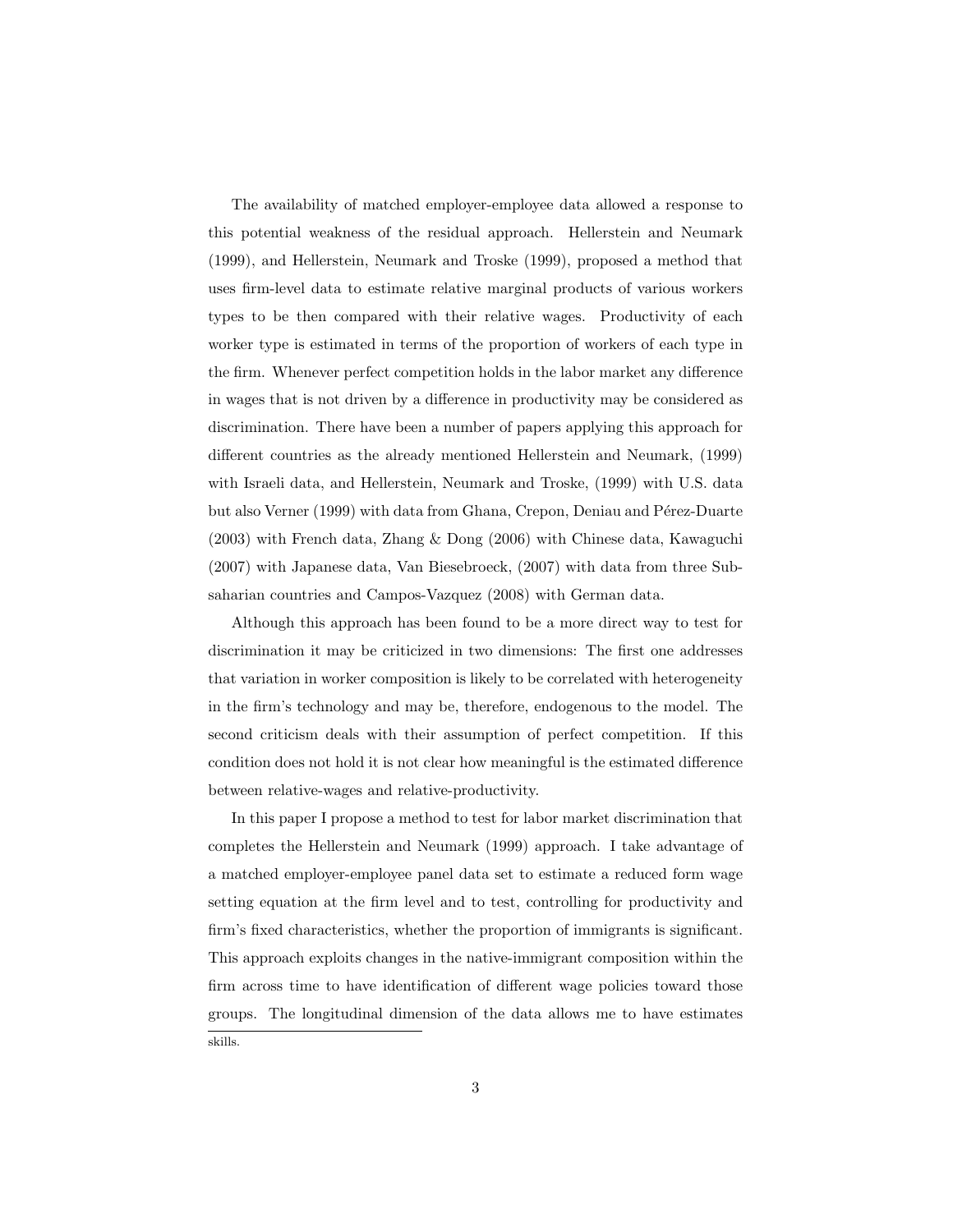The availability of matched employer-employee data allowed a response to this potential weakness of the residual approach. Hellerstein and Neumark (1999), and Hellerstein, Neumark and Troske (1999), proposed a method that uses firm-level data to estimate relative marginal products of various workers types to be then compared with their relative wages. Productivity of each worker type is estimated in terms of the proportion of workers of each type in the firm. Whenever perfect competition holds in the labor market any difference in wages that is not driven by a difference in productivity may be considered as discrimination. There have been a number of papers applying this approach for different countries as the already mentioned Hellerstein and Neumark, (1999) with Israeli data, and Hellerstein, Neumark and Troske, (1999) with U.S. data but also Verner (1999) with data from Ghana, Crepon, Deniau and Pérez-Duarte (2003) with French data, Zhang & Dong (2006) with Chinese data, Kawaguchi (2007) with Japanese data, Van Biesebroeck, (2007) with data from three Sub-saharian countries and Campos-Vazquez (2008) with German data.

Although this approach has been found to be a more direct way to test for discrimination it may be criticized in two dimensions: The first one addresses that variation in worker composition is likely to be correlated with heterogeneity in the firm's technology and may be, therefore, endogenous to the model. The second criticism deals with their assumption of perfect competition. If this condition does not hold it is not clear how meaningful is the estimated difference between relative-wages and relative-productivity.

In this paper I propose a method to test for labor market discrimination that completes the Hellerstein and Neumark (1999) approach. I take advantage of a matched employer-employee panel data set to estimate a reduced form wage setting equation at the firm level and to test, controlling for productivity and firm's fixed characteristics, whether the proportion of immigrants is significant. This approach exploits changes in the native-immigrant composition within the firm across time to have identification of different wage policies toward those groups. The longitudinal dimension of the data allows me to have estimates

skills.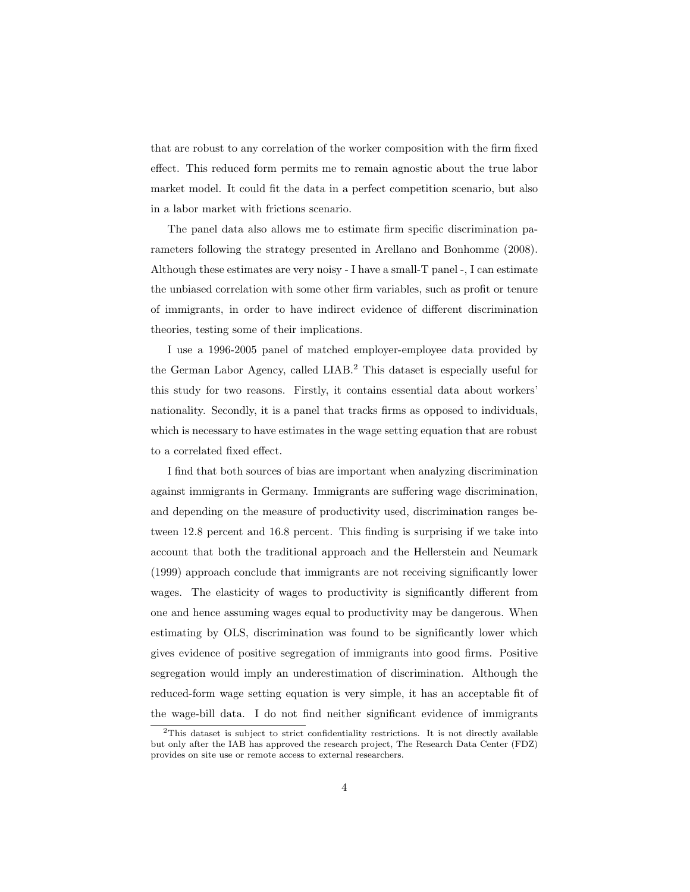that are robust to any correlation of the worker composition with the firm fixed effect. This reduced form permits me to remain agnostic about the true labor market model. It could fit the data in a perfect competition scenario, but also in a labor market with frictions scenario.

The panel data also allows me to estimate firm specific discrimination parameters following the strategy presented in Arellano and Bonhomme (2008). Although these estimates are very noisy - I have a small-T panel -, I can estimate the unbiased correlation with some other firm variables, such as profit or tenure of immigrants, in order to have indirect evidence of different discrimination theories, testing some of their implications.

I use a 1996-2005 panel of matched employer-employee data provided by the German Labor Agency, called LIAB.[2] This dataset is especially useful for this study for two reasons. Firstly, it contains essential data about workers' nationality. Secondly, it is a panel that tracks firms as opposed to individuals, which is necessary to have estimates in the wage setting equation that are robust to a correlated fixed effect.

I find that both sources of bias are important when analyzing discrimination against immigrants in Germany. Immigrants are suffering wage discrimination, and depending on the measure of productivity used, discrimination ranges between 12.8 percent and 16.8 percent. This finding is surprising if we take into account that both the traditional approach and the Hellerstein and Neumark (1999) approach conclude that immigrants are not receiving significantly lower wages. The elasticity of wages to productivity is significantly different from one and hence assuming wages equal to productivity may be dangerous. When estimating by OLS, discrimination was found to be significantly lower which gives evidence of positive segregation of immigrants into good firms. Positive segregation would imply an underestimation of discrimination. Although the reduced-form wage setting equation is very simple, it has an acceptable fit of the wage-bill data. I do not find neither significant evidence of immigrants

[2]This dataset is subject to strict confidentiality restrictions. It is not directly available but only after the IAB has approved the research project, The Research Data Center (FDZ) provides on site use or remote access to external researchers.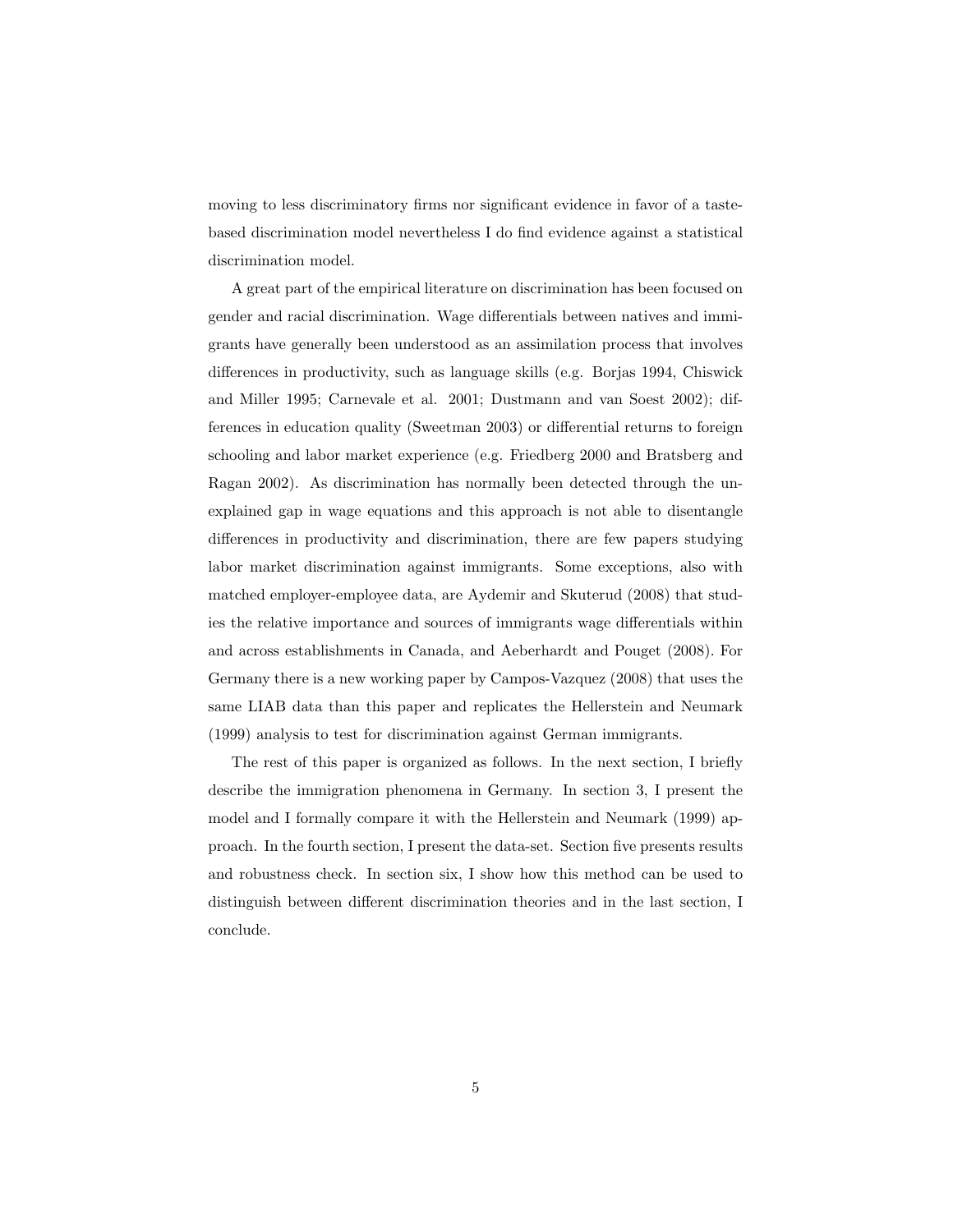moving to less discriminatory firms nor significant evidence in favor of a taste-based discrimination model nevertheless I do find evidence against a statistical discrimination model.

A great part of the empirical literature on discrimination has been focused on gender and racial discrimination. Wage differentials between natives and immigrants have generally been understood as an assimilation process that involves differences in productivity, such as language skills (e.g. Borjas 1994, Chiswick and Miller 1995; Carnevale et al. 2001; Dustmann and van Soest 2002); differences in education quality (Sweetman 2003) or differential returns to foreign schooling and labor market experience (e.g. Friedberg 2000 and Bratsberg and Ragan 2002). As discrimination has normally been detected through the unexplained gap in wage equations and this approach is not able to disentangle differences in productivity and discrimination, there are few papers studying labor market discrimination against immigrants. Some exceptions, also with matched employer-employee data, are Aydemir and Skuterud (2008) that studies the relative importance and sources of immigrants wage differentials within and across establishments in Canada, and Aeberhardt and Pouget (2008). For Germany there is a new working paper by Campos-Vazquez (2008) that uses the same LIAB data than this paper and replicates the Hellerstein and Neumark (1999) analysis to test for discrimination against German immigrants.

The rest of this paper is organized as follows. In the next section, I briefly describe the immigration phenomena in Germany. In section 3, I present the model and I formally compare it with the Hellerstein and Neumark (1999) approach. In the fourth section, I present the data-set. Section five presents results and robustness check. In section six, I show how this method can be used to distinguish between different discrimination theories and in the last section, I conclude.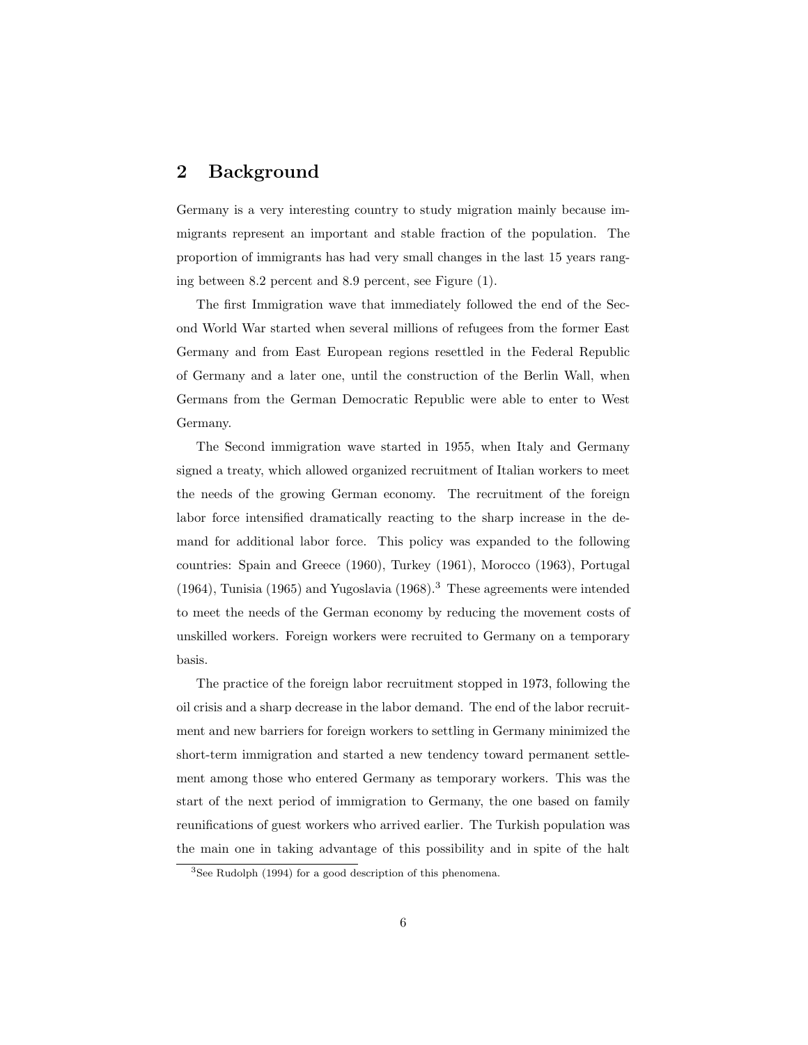## 2 Background

Germany is a very interesting country to study migration mainly because immigrants represent an important and stable fraction of the population. The proportion of immigrants has had very small changes in the last 15 years ranging between 8.2 percent and 8.9 percent, see Figure (1).

The first Immigration wave that immediately followed the end of the Second World War started when several millions of refugees from the former East Germany and from East European regions resettled in the Federal Republic of Germany and a later one, until the construction of the Berlin Wall, when Germans from the German Democratic Republic were able to enter to West Germany.

The Second immigration wave started in 1955, when Italy and Germany signed a treaty, which allowed organized recruitment of Italian workers to meet the needs of the growing German economy. The recruitment of the foreign labor force intensified dramatically reacting to the sharp increase in the demand for additional labor force. This policy was expanded to the following countries: Spain and Greece (1960), Turkey (1961), Morocco (1963), Portugal (1964), Tunisia (1965) and Yugoslavia (1968).[3] These agreements were intended to meet the needs of the German economy by reducing the movement costs of unskilled workers. Foreign workers were recruited to Germany on a temporary basis.

The practice of the foreign labor recruitment stopped in 1973, following the oil crisis and a sharp decrease in the labor demand. The end of the labor recruitment and new barriers for foreign workers to settling in Germany minimized the short-term immigration and started a new tendency toward permanent settlement among those who entered Germany as temporary workers. This was the start of the next period of immigration to Germany, the one based on family reunifications of guest workers who arrived earlier. The Turkish population was the main one in taking advantage of this possibility and in spite of the halt

[3]See Rudolph (1994) for a good description of this phenomena.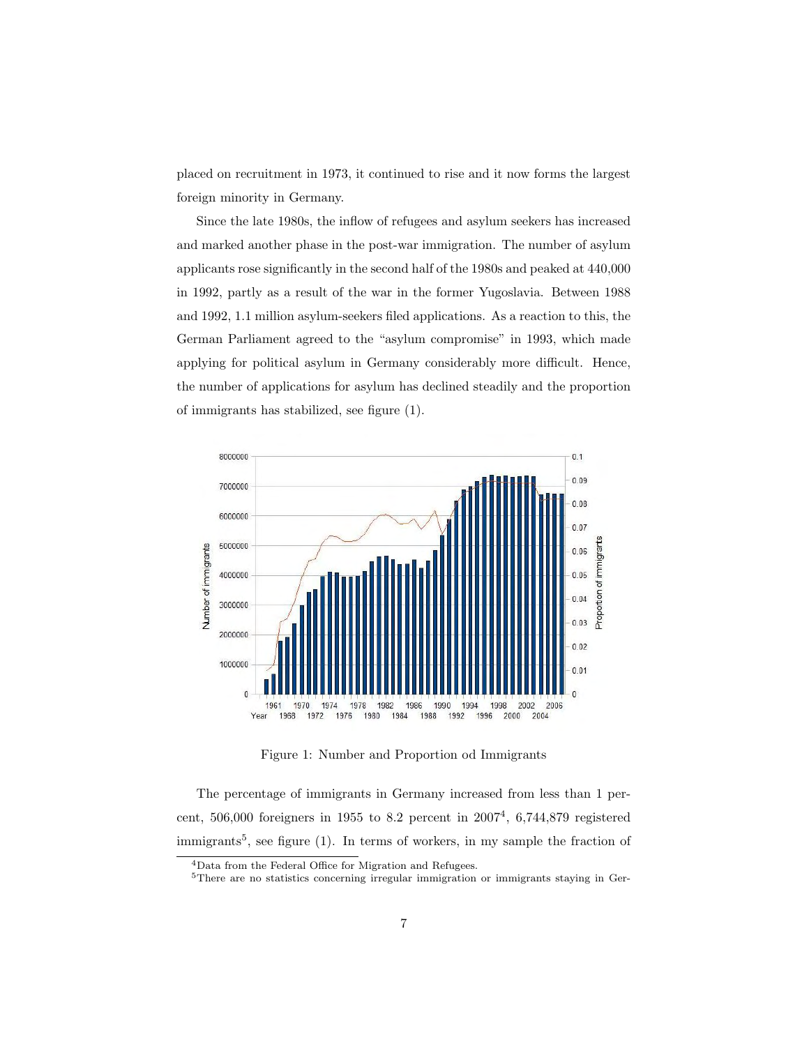placed on recruitment in 1973, it continued to rise and it now forms the largest foreign minority in Germany.

Since the late 1980s, the inflow of refugees and asylum seekers has increased and marked another phase in the post-war immigration. The number of asylum applicants rose significantly in the second half of the 1980s and peaked at 440,000 in 1992, partly as a result of the war in the former Yugoslavia. Between 1988 and 1992, 1.1 million asylum-seekers filed applications. As a reaction to this, the German Parliament agreed to the "asylum compromise" in 1993, which made applying for political asylum in Germany considerably more difficult. Hence, the number of applications for asylum has declined steadily and the proportion of immigrants has stabilized, see figure (1).

Figure 1: Number and Proportion od Immigrants

The percentage of immigrants in Germany increased from less than 1 percent, 506,000 foreigners in 1955 to 8.2 percent in 2007[4], 6,744,879 registered immigrants[5], see figure (1). In terms of workers, in my sample the fraction of

[4]Data from the Federal Office for Migration and Refugees.

[5]There are no statistics concerning irregular immigration or immigrants staying in Ger-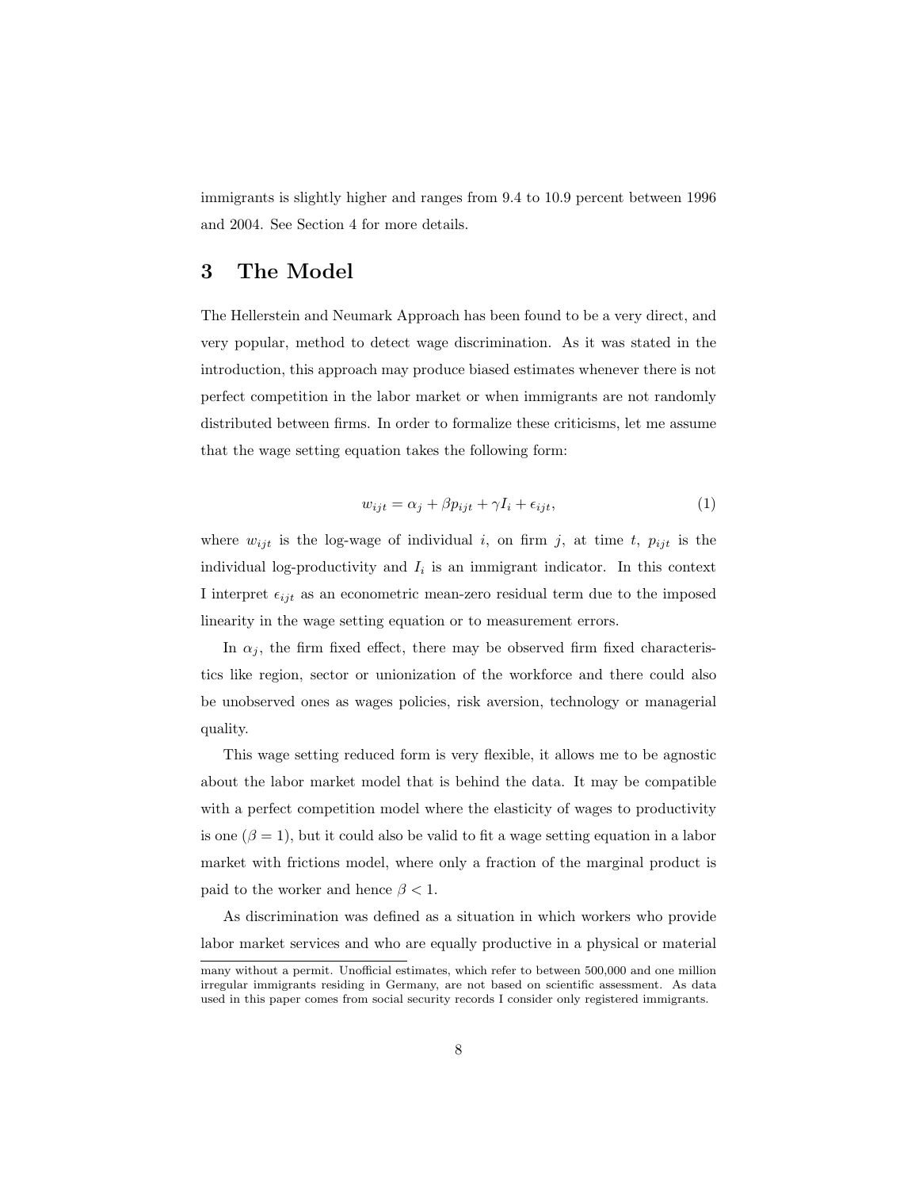immigrants is slightly higher and ranges from 9.4 to 10.9 percent between 1996 and 2004. See Section 4 for more details.

# 3 The Model

The Hellerstein and Neumark Approach has been found to be a very direct, and very popular, method to detect wage discrimination. As it was stated in the introduction, this approach may produce biased estimates whenever there is not perfect competition in the labor market or when immigrants are not randomly distributed between firms. In order to formalize these criticisms, let me assume that the wage setting equation takes the following form:

$$w_{ijt} = \alpha_j + \beta p_{ijt} + \gamma I_i + \epsilon_{ijt}, \tag{1}$$

where $w_{ijt}$ is the log-wage of individual $i$, on firm $j$, at time $t$, $p_{ijt}$ is the individual log-productivity and $I_i$ is an immigrant indicator. In this context I interpret $\epsilon_{ijt}$ as an econometric mean-zero residual term due to the imposed linearity in the wage setting equation or to measurement errors.

In $\alpha_j$, the firm fixed effect, there may be observed firm fixed characteristics like region, sector or unionization of the workforce and there could also be unobserved ones as wages policies, risk aversion, technology or managerial quality.

This wage setting reduced form is very flexible, it allows me to be agnostic about the labor market model that is behind the data. It may be compatible with a perfect competition model where the elasticity of wages to productivity is one ($\beta = 1$), but it could also be valid to fit a wage setting equation in a labor market with frictions model, where only a fraction of the marginal product is paid to the worker and hence $\beta < 1$.

As discrimination was defined as a situation in which workers who provide labor market services and who are equally productive in a physical or material

many without a permit. Unofficial estimates, which refer to between 500,000 and one million irregular immigrants residing in Germany, are not based on scientific assessment. As data used in this paper comes from social security records I consider only registered immigrants.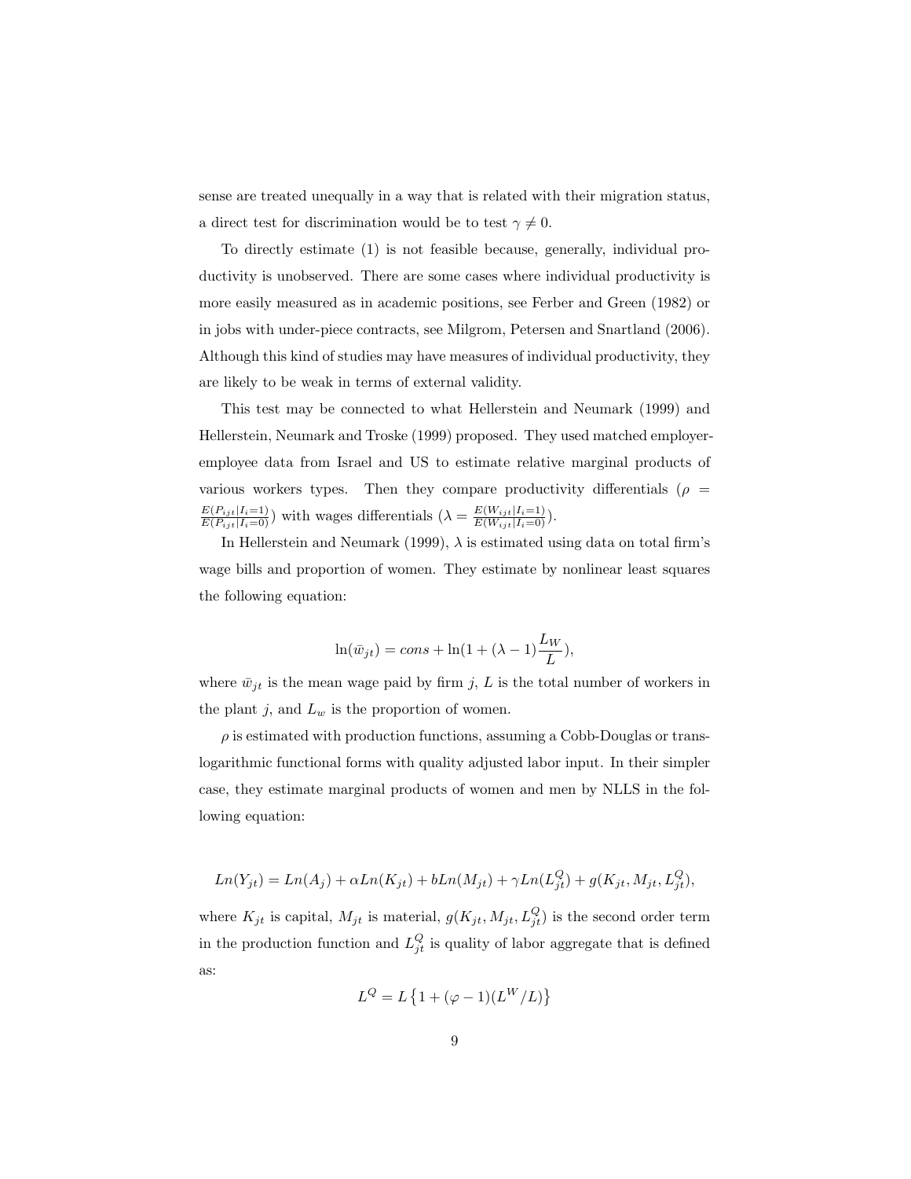sense are treated unequally in a way that is related with their migration status, a direct test for discrimination would be to test $\gamma \neq 0$.

To directly estimate (1) is not feasible because, generally, individual productivity is unobserved. There are some cases where individual productivity is more easily measured as in academic positions, see Ferber and Green (1982) or in jobs with under-piece contracts, see Milgrom, Petersen and Snartland (2006). Although this kind of studies may have measures of individual productivity, they are likely to be weak in terms of external validity.

This test may be connected to what Hellerstein and Neumark (1999) and Hellerstein, Neumark and Troske (1999) proposed. They used matched employer-employee data from Israel and US to estimate relative marginal products of various workers types. Then they compare productivity differentials ($\rho = \frac{E(P_{ijt}|I_i=1)}{E(P_{ijt}|I_i=0)}$) with wages differentials ($\lambda = \frac{E(W_{ijt}|I_i=1)}{E(W_{ijt}|I_i=0)}$).

In Hellerstein and Neumark (1999), $\lambda$ is estimated using data on total firm's wage bills and proportion of women. They estimate by nonlinear least squares the following equation:

$$\ln(\bar{w}_{jt}) = cons + \ln(1 + (\lambda - 1)\frac{L_W}{L}),$$

where $\bar{w}_{jt}$ is the mean wage paid by firm $j$, $L$ is the total number of workers in the plant $j$, and $L_w$ is the proportion of women.

$\rho$ is estimated with production functions, assuming a Cobb-Douglas or translogarithmic functional forms with quality adjusted labor input. In their simpler case, they estimate marginal products of women and men by NLLS in the following equation:

$$Ln(Y_{jt}) = Ln(A_j) + \alpha Ln(K_{jt}) + bLn(M_{jt}) + \gamma Ln(L^Q_{jt}) + g(K_{jt}, M_{jt}, L^Q_{jt}),$$

where $K_{jt}$ is capital, $M_{jt}$ is material, $g(K_{jt}, M_{jt}, L^Q_{jt})$ is the second order term in the production function and $L^Q_{jt}$ is quality of labor aggregate that is defined as:

$$L^Q = L\left\{1 + (\varphi - 1)(L^W/L)\right\}$$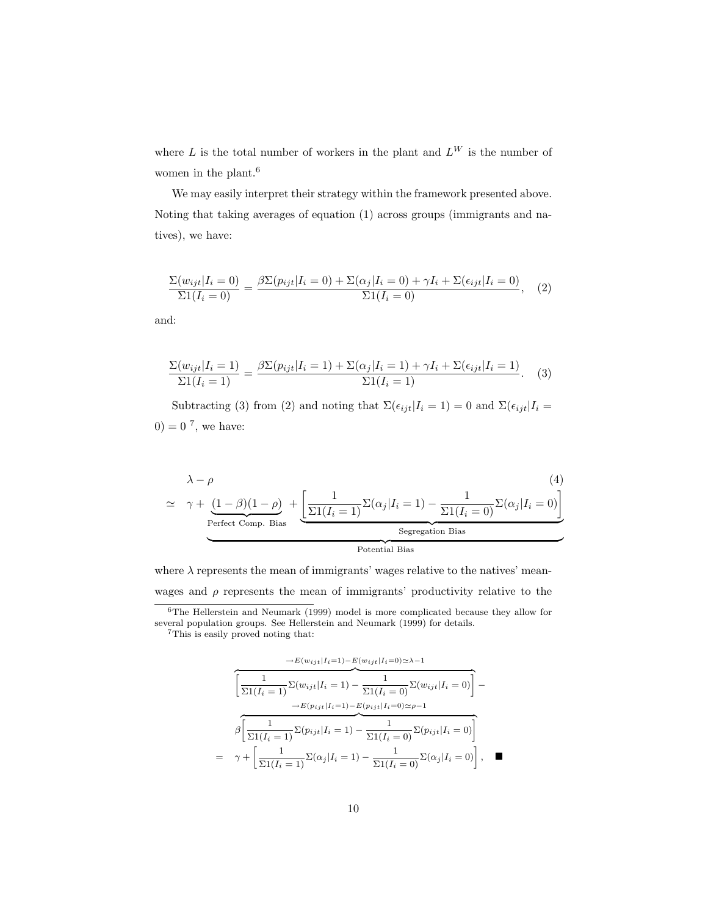where $L$ is the total number of workers in the plant and $L^W$ is the number of women in the plant.[6]

We may easily interpret their strategy within the framework presented above. Noting that taking averages of equation (1) across groups (immigrants and natives), we have:

$$\frac{\Sigma(w_{ijt}|I_i=0)}{\Sigma 1(I_i=0)} = \frac{\beta\Sigma(p_{ijt}|I_i=0) + \Sigma(\alpha_j|I_i=0) + \gamma I_i + \Sigma(\epsilon_{ijt}|I_i=0)}{\Sigma 1(I_i=0)}, \quad (2)$$

and:

$$\frac{\Sigma(w_{ijt}|I_i=1)}{\Sigma 1(I_i=1)} = \frac{\beta\Sigma(p_{ijt}|I_i=1) + \Sigma(\alpha_j|I_i=1) + \gamma I_i + \Sigma(\epsilon_{ijt}|I_i=1)}{\Sigma 1(I_i=1)}. \quad (3)$$

Subtracting (3) from (2) and noting that $\Sigma(\epsilon_{ijt}|I_i=1)=0$ and $\Sigma(\epsilon_{ijt}|I_i=0)=0$ [7], we have:

$$\begin{aligned} & \lambda - \rho \quad (4) \\ \simeq \quad & \underbrace{\gamma + \underbrace{(1-\beta)(1-\rho)}_{\text{Perfect Comp. Bias}} + \underbrace{\left[\frac{1}{\Sigma 1(I_i=1)}\Sigma(\alpha_j|I_i=1) - \frac{1}{\Sigma 1(I_i=0)}\Sigma(\alpha_j|I_i=0)\right]}_{\text{Segregation Bias}}}_{\text{Potential Bias}} \end{aligned}$$

where $\lambda$ represents the mean of immigrants' wages relative to the natives' mean-wages and $\rho$ represents the mean of immigrants' productivity relative to the

[6] The Hellerstein and Neumark (1999) model is more complicated because they allow for several population groups. See Hellerstein and Neumark (1999) for details.

[7] This is easily proved noting that:

$$\begin{aligned} & \overbrace{\left[\frac{1}{\Sigma 1(I_i=1)}\Sigma(w_{ijt}|I_i=1) - \frac{1}{\Sigma 1(I_i=0)}\Sigma(w_{ijt}|I_i=0)\right]}^{\to E(w_{ijt}|I_i=1)-E(w_{ijt}|I_i=0)\simeq\lambda-1} - \\ & \beta\overbrace{\left[\frac{1}{\Sigma 1(I_i=1)}\Sigma(p_{ijt}|I_i=1) - \frac{1}{\Sigma 1(I_i=0)}\Sigma(p_{ijt}|I_i=0)\right]}^{\to E(p_{ijt}|I_i=1)-E(p_{ijt}|I_i=0)\simeq\rho-1} \\ = \quad & \gamma + \left[\frac{1}{\Sigma 1(I_i=1)}\Sigma(\alpha_j|I_i=1) - \frac{1}{\Sigma 1(I_i=0)}\Sigma(\alpha_j|I_i=0)\right], \quad \blacksquare \end{aligned}$$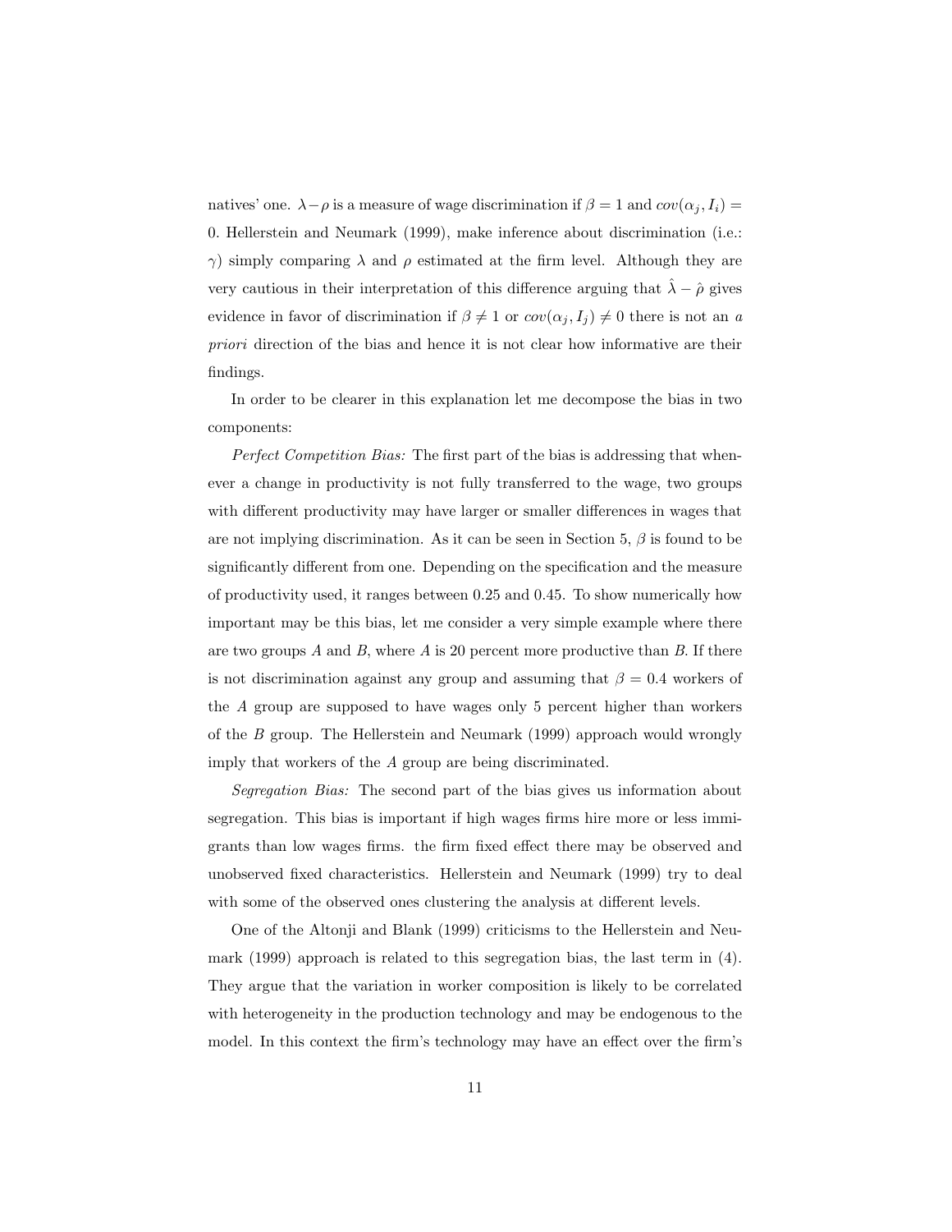natives' one. $\lambda - \rho$ is a measure of wage discrimination if $\beta = 1$ and $cov(\alpha_j, I_i) = 0$. Hellerstein and Neumark (1999), make inference about discrimination (i.e.: $\gamma$) simply comparing $\lambda$ and $\rho$ estimated at the firm level. Although they are very cautious in their interpretation of this difference arguing that $\hat{\lambda} - \hat{\rho}$ gives evidence in favor of discrimination if $\beta \neq 1$ or $cov(\alpha_j, I_j) \neq 0$ there is not an *a priori* direction of the bias and hence it is not clear how informative are their findings.

In order to be clearer in this explanation let me decompose the bias in two components:

*Perfect Competition Bias:* The first part of the bias is addressing that whenever a change in productivity is not fully transferred to the wage, two groups with different productivity may have larger or smaller differences in wages that are not implying discrimination. As it can be seen in Section 5, $\beta$ is found to be significantly different from one. Depending on the specification and the measure of productivity used, it ranges between 0.25 and 0.45. To show numerically how important may be this bias, let me consider a very simple example where there are two groups $A$ and $B$, where $A$ is 20 percent more productive than $B$. If there is not discrimination against any group and assuming that $\beta = 0.4$ workers of the $A$ group are supposed to have wages only 5 percent higher than workers of the $B$ group. The Hellerstein and Neumark (1999) approach would wrongly imply that workers of the $A$ group are being discriminated.

*Segregation Bias:* The second part of the bias gives us information about segregation. This bias is important if high wages firms hire more or less immigrants than low wages firms. the firm fixed effect there may be observed and unobserved fixed characteristics. Hellerstein and Neumark (1999) try to deal with some of the observed ones clustering the analysis at different levels.

One of the Altonji and Blank (1999) criticisms to the Hellerstein and Neumark (1999) approach is related to this segregation bias, the last term in (4). They argue that the variation in worker composition is likely to be correlated with heterogeneity in the production technology and may be endogenous to the model. In this context the firm's technology may have an effect over the firm's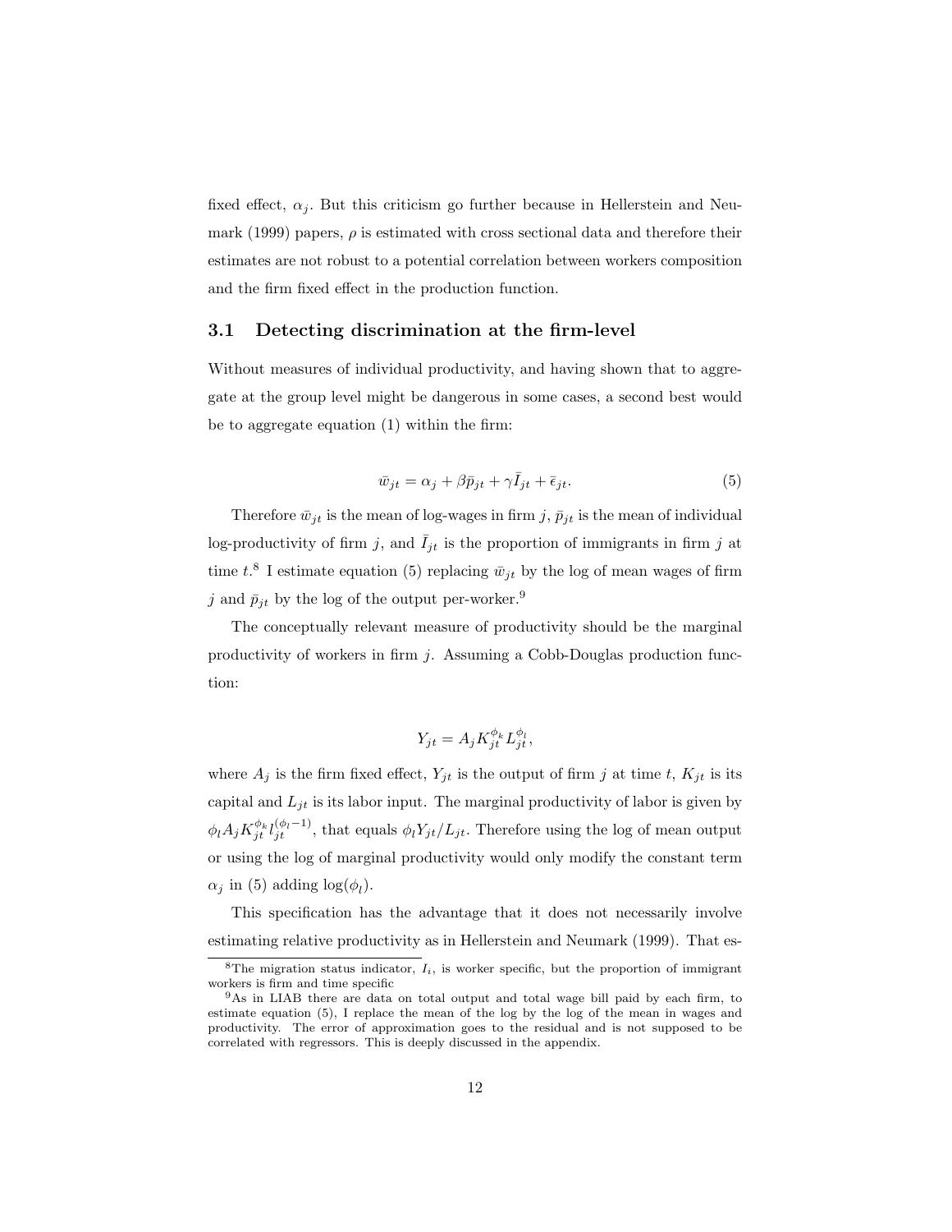fixed effect, $\alpha_j$. But this criticism go further because in Hellerstein and Neumark (1999) papers, $\rho$ is estimated with cross sectional data and therefore their estimates are not robust to a potential correlation between workers composition and the firm fixed effect in the production function.

### 3.1 Detecting discrimination at the firm-level

Without measures of individual productivity, and having shown that to aggregate at the group level might be dangerous in some cases, a second best would be to aggregate equation (1) within the firm:

$$\bar{w}_{jt} = \alpha_j + \beta \bar{p}_{jt} + \gamma \bar{I}_{jt} + \bar{\epsilon}_{jt}. \tag{5}$$

Therefore $\bar{w}_{jt}$ is the mean of log-wages in firm $j$, $\bar{p}_{jt}$ is the mean of individual log-productivity of firm $j$, and $\bar{I}_{jt}$ is the proportion of immigrants in firm $j$ at time $t$.[8] I estimate equation (5) replacing $\bar{w}_{jt}$ by the log of mean wages of firm $j$ and $\bar{p}_{jt}$ by the log of the output per-worker.[9]

The conceptually relevant measure of productivity should be the marginal productivity of workers in firm $j$. Assuming a Cobb-Douglas production function:

$$Y_{jt} = A_j K_{jt}^{\phi_k} L_{jt}^{\phi_l},$$

where $A_j$ is the firm fixed effect, $Y_{jt}$ is the output of firm $j$ at time $t$, $K_{jt}$ is its capital and $L_{jt}$ is its labor input. The marginal productivity of labor is given by $\phi_l A_j K_{jt}^{\phi_k} l_{jt}^{(\phi_l - 1)}$, that equals $\phi_l Y_{jt}/L_{jt}$. Therefore using the log of mean output or using the log of marginal productivity would only modify the constant term $\alpha_j$ in (5) adding $\log(\phi_l)$.

This specification has the advantage that it does not necessarily involve estimating relative productivity as in Hellerstein and Neumark (1999). That es-

[8] The migration status indicator, $I_i$, is worker specific, but the proportion of immigrant workers is firm and time specific

[9] As in LIAB there are data on total output and total wage bill paid by each firm, to estimate equation (5), I replace the mean of the log by the log of the mean in wages and productivity. The error of approximation goes to the residual and is not supposed to be correlated with regressors. This is deeply discussed in the appendix.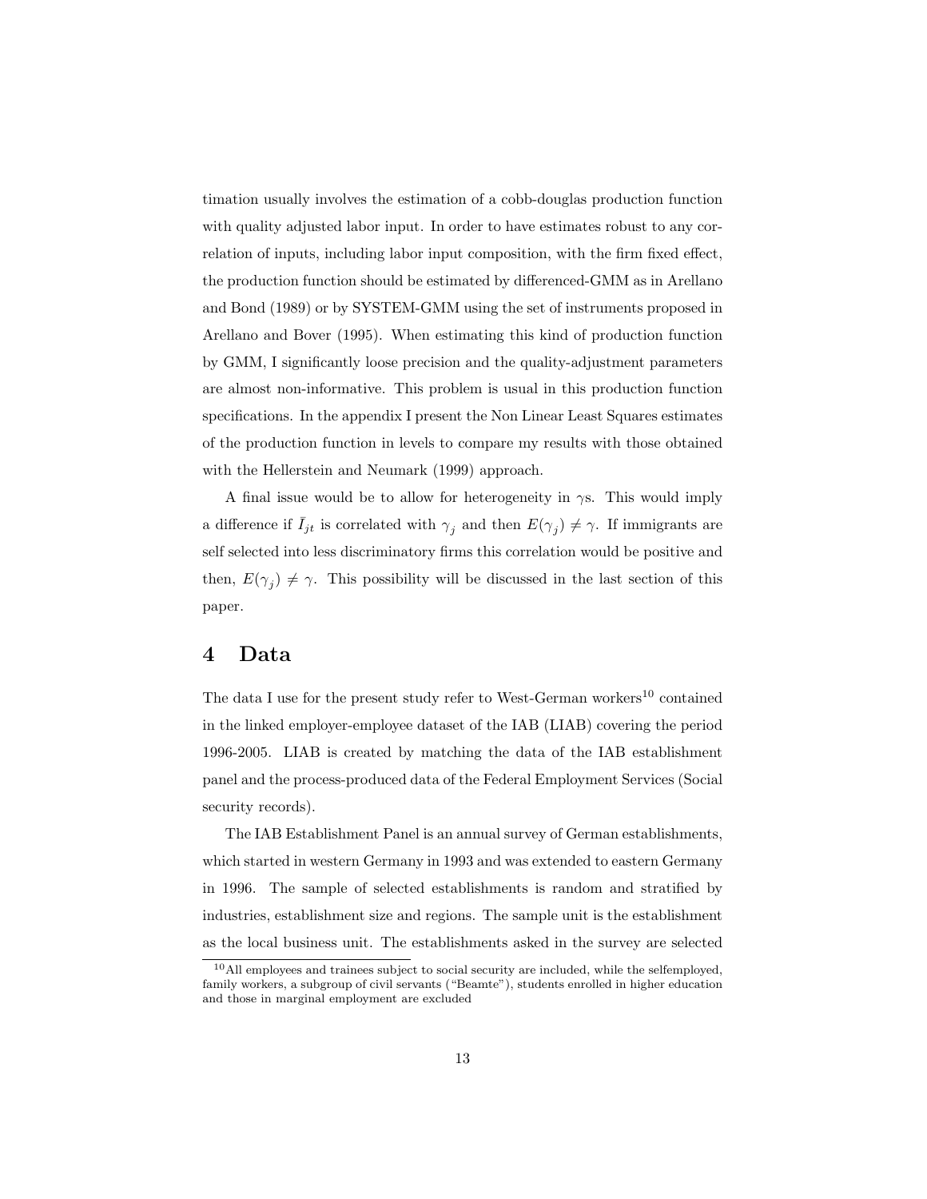timation usually involves the estimation of a cobb-douglas production function with quality adjusted labor input. In order to have estimates robust to any correlation of inputs, including labor input composition, with the firm fixed effect, the production function should be estimated by differenced-GMM as in Arellano and Bond (1989) or by SYSTEM-GMM using the set of instruments proposed in Arellano and Bover (1995). When estimating this kind of production function by GMM, I significantly loose precision and the quality-adjustment parameters are almost non-informative. This problem is usual in this production function specifications. In the appendix I present the Non Linear Least Squares estimates of the production function in levels to compare my results with those obtained with the Hellerstein and Neumark (1999) approach.

A final issue would be to allow for heterogeneity in $\gamma$s. This would imply a difference if $\bar{I}_{jt}$ is correlated with $\gamma_j$ and then $E(\gamma_j) \neq \gamma$. If immigrants are self selected into less discriminatory firms this correlation would be positive and then, $E(\gamma_j) \neq \gamma$. This possibility will be discussed in the last section of this paper.

# 4 Data

The data I use for the present study refer to West-German workers[10] contained in the linked employer-employee dataset of the IAB (LIAB) covering the period 1996-2005. LIAB is created by matching the data of the IAB establishment panel and the process-produced data of the Federal Employment Services (Social security records).

The IAB Establishment Panel is an annual survey of German establishments, which started in western Germany in 1993 and was extended to eastern Germany in 1996. The sample of selected establishments is random and stratified by industries, establishment size and regions. The sample unit is the establishment as the local business unit. The establishments asked in the survey are selected

[10]All employees and trainees subject to social security are included, while the selfemployed, family workers, a subgroup of civil servants ("Beamte"), students enrolled in higher education and those in marginal employment are excluded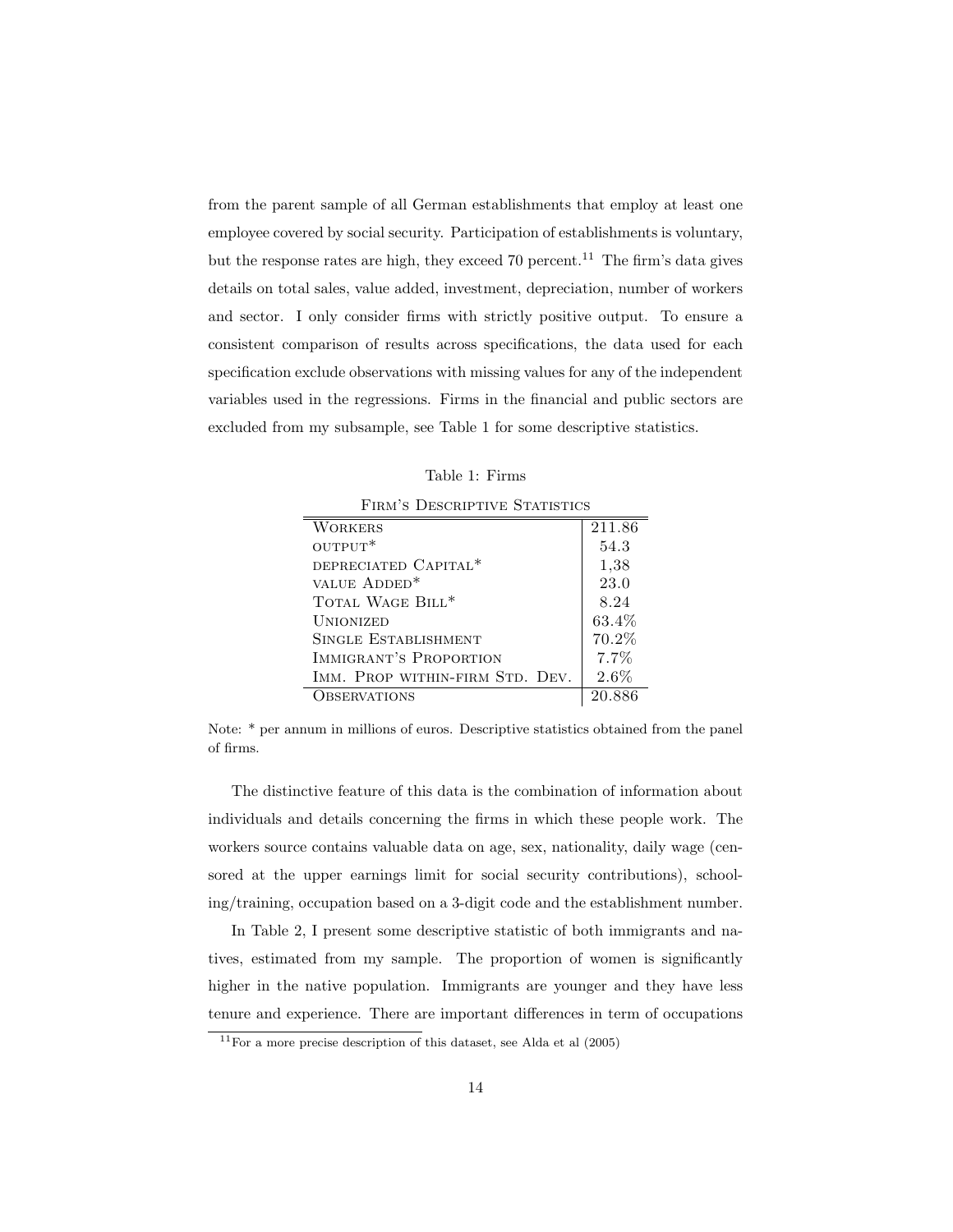from the parent sample of all German establishments that employ at least one employee covered by social security. Participation of establishments is voluntary, but the response rates are high, they exceed 70 percent.[11] The firm's data gives details on total sales, value added, investment, depreciation, number of workers and sector. I only consider firms with strictly positive output. To ensure a consistent comparison of results across specifications, the data used for each specification exclude observations with missing values for any of the independent variables used in the regressions. Firms in the financial and public sectors are excluded from my subsample, see Table 1 for some descriptive statistics.

Table 1: Firms

| Firm's Descriptive Statistics | |
|---|---|
| Workers | 211.86 |
| output* | 54.3 |
| depreciated Capital* | 1,38 |
| value Added* | 23.0 |
| Total Wage Bill* | 8.24 |
| Unionized | 63.4% |
| Single Establishment | 70.2% |
| Immigrant's Proportion | 7.7% |
| Imm. Prop within-firm Std. Dev. | 2.6% |
| Observations | 20.886 |

Note: * per annum in millions of euros. Descriptive statistics obtained from the panel of firms.

The distinctive feature of this data is the combination of information about individuals and details concerning the firms in which these people work. The workers source contains valuable data on age, sex, nationality, daily wage (censored at the upper earnings limit for social security contributions), schooling/training, occupation based on a 3-digit code and the establishment number.

In Table 2, I present some descriptive statistic of both immigrants and natives, estimated from my sample. The proportion of women is significantly higher in the native population. Immigrants are younger and they have less tenure and experience. There are important differences in term of occupations

[11] For a more precise description of this dataset, see Alda et al (2005)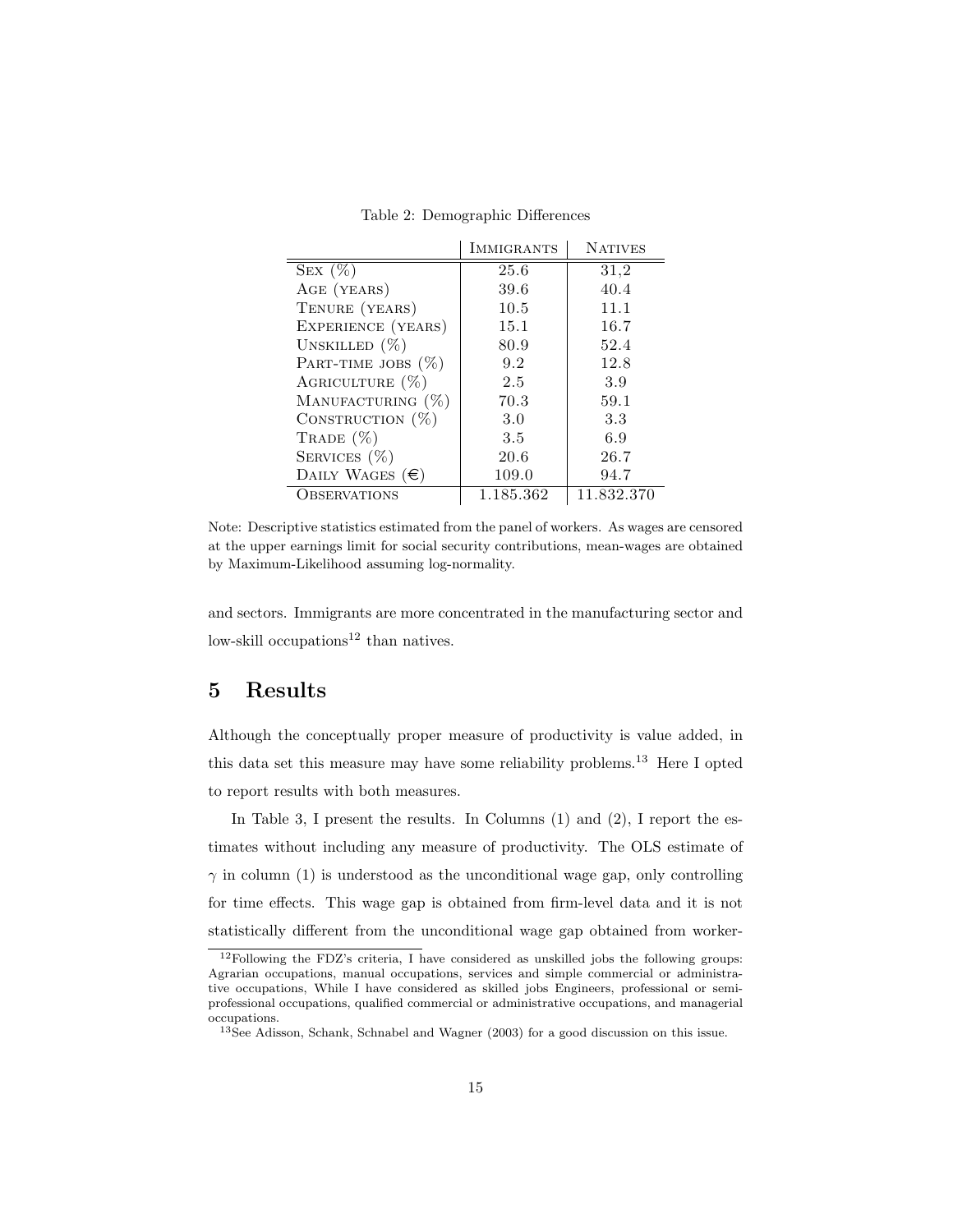Table 2: Demographic Differences

| | Immigrants | Natives |
|---|---|---|
| Sex (%) | 25.6 | 31,2 |
| Age (years) | 39.6 | 40.4 |
| Tenure (years) | 10.5 | 11.1 |
| Experience (years) | 15.1 | 16.7 |
| Unskilled (%) | 80.9 | 52.4 |
| Part-time jobs (%) | 9.2 | 12.8 |
| Agriculture (%) | 2.5 | 3.9 |
| Manufacturing (%) | 70.3 | 59.1 |
| Construction (%) | 3.0 | 3.3 |
| Trade (%) | 3.5 | 6.9 |
| Services (%) | 20.6 | 26.7 |
| Daily Wages (€) | 109.0 | 94.7 |
| Observations | 1.185.362 | 11.832.370 |

Note: Descriptive statistics estimated from the panel of workers. As wages are censored at the upper earnings limit for social security contributions, mean-wages are obtained by Maximum-Likelihood assuming log-normality.

and sectors. Immigrants are more concentrated in the manufacturing sector and low-skill occupations[12] than natives.

# 5 Results

Although the conceptually proper measure of productivity is value added, in this data set this measure may have some reliability problems.[13] Here I opted to report results with both measures.

In Table 3, I present the results. In Columns (1) and (2), I report the estimates without including any measure of productivity. The OLS estimate of $\gamma$ in column (1) is understood as the unconditional wage gap, only controlling for time effects. This wage gap is obtained from firm-level data and it is not statistically different from the unconditional wage gap obtained from worker-

[12] Following the FDZ's criteria, I have considered as unskilled jobs the following groups: Agrarian occupations, manual occupations, services and simple commercial or administrative occupations, While I have considered as skilled jobs Engineers, professional or semi-professional occupations, qualified commercial or administrative occupations, and managerial occupations.

[13] See Adisson, Schank, Schnabel and Wagner (2003) for a good discussion on this issue.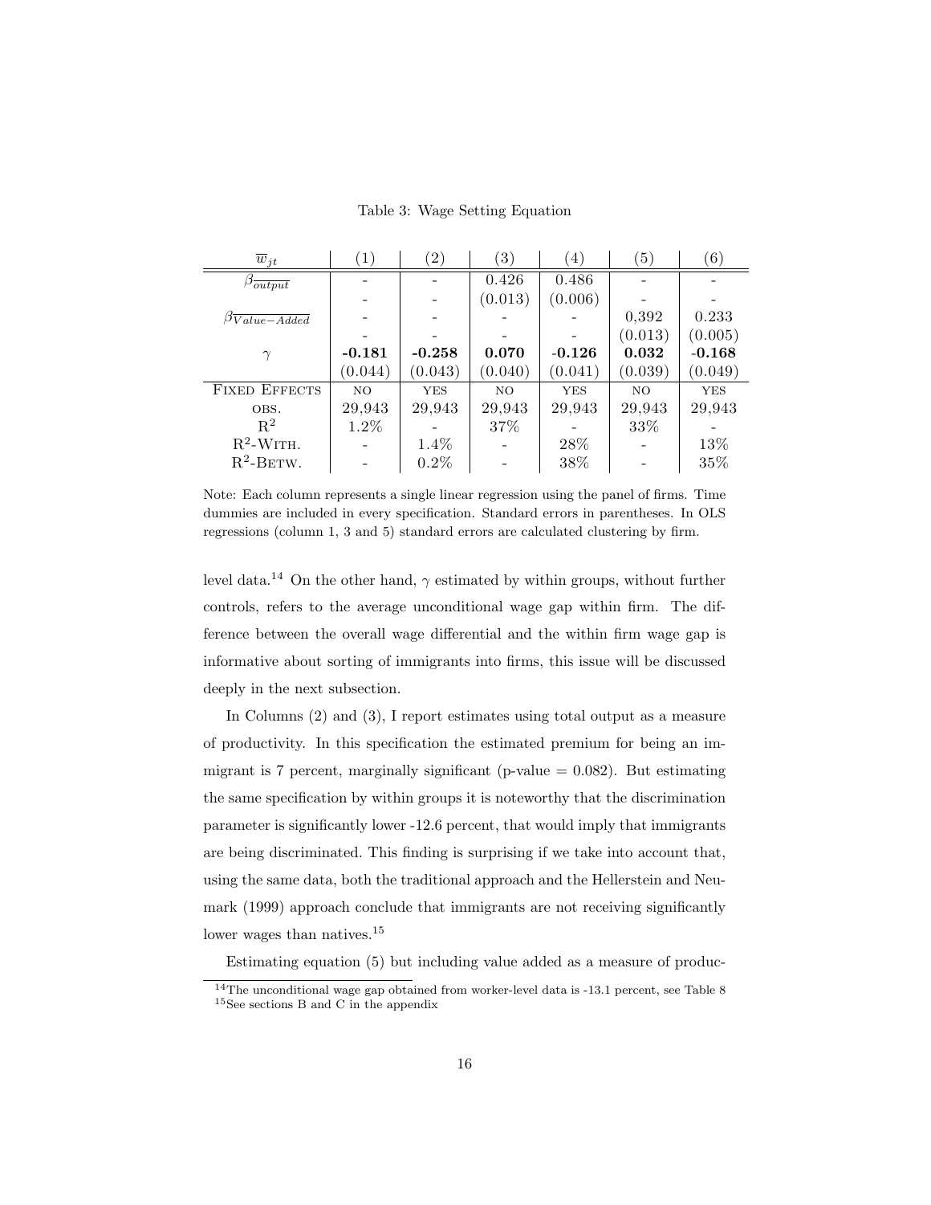Table 3: Wage Setting Equation

| $\overline{w}_{jt}$ | (1) | (2) | (3) | (4) | (5) | (6) |
|---|---|---|---|---|---|---|
| $\beta_{\overline{output}}$ | - | - | 0.426 | 0.486 | - | - |
| | - | - | (0.013) | (0.006) | - | - |
| $\beta_{\overline{Value-Added}}$ | - | - | - | - | 0,392 | 0.233 |
| | - | - | - | - | (0.013) | (0.005) |
| $\gamma$ | **-0.181** | **-0.258** | **0.070** | **-0.126** | **0.032** | **-0.168** |
| | (0.044) | (0.043) | (0.040) | (0.041) | (0.039) | (0.049) |
| FIXED EFFECTS | NO | YES | NO | YES | NO | YES |
| OBS. | 29,943 | 29,943 | 29,943 | 29,943 | 29,943 | 29,943 |
| $R^2$ | 1.2% | - | 37% | - | 33% | - |
| $R^2$-WITH. | - | 1.4% | - | 28% | - | 13% |
| $R^2$-BETW. | - | 0.2% | - | 38% | - | 35% |

Note: Each column represents a single linear regression using the panel of firms. Time dummies are included in every specification. Standard errors in parentheses. In OLS regressions (column 1, 3 and 5) standard errors are calculated clustering by firm.

level data.[14] On the other hand, $\gamma$ estimated by within groups, without further controls, refers to the average unconditional wage gap within firm. The difference between the overall wage differential and the within firm wage gap is informative about sorting of immigrants into firms, this issue will be discussed deeply in the next subsection.

In Columns (2) and (3), I report estimates using total output as a measure of productivity. In this specification the estimated premium for being an immigrant is 7 percent, marginally significant (p-value = 0.082). But estimating the same specification by within groups it is noteworthy that the discrimination parameter is significantly lower -12.6 percent, that would imply that immigrants are being discriminated. This finding is surprising if we take into account that, using the same data, both the traditional approach and the Hellerstein and Neumark (1999) approach conclude that immigrants are not receiving significantly lower wages than natives.[15]

Estimating equation (5) but including value added as a measure of produc-

[14] The unconditional wage gap obtained from worker-level data is -13.1 percent, see Table 8

[15] See sections B and C in the appendix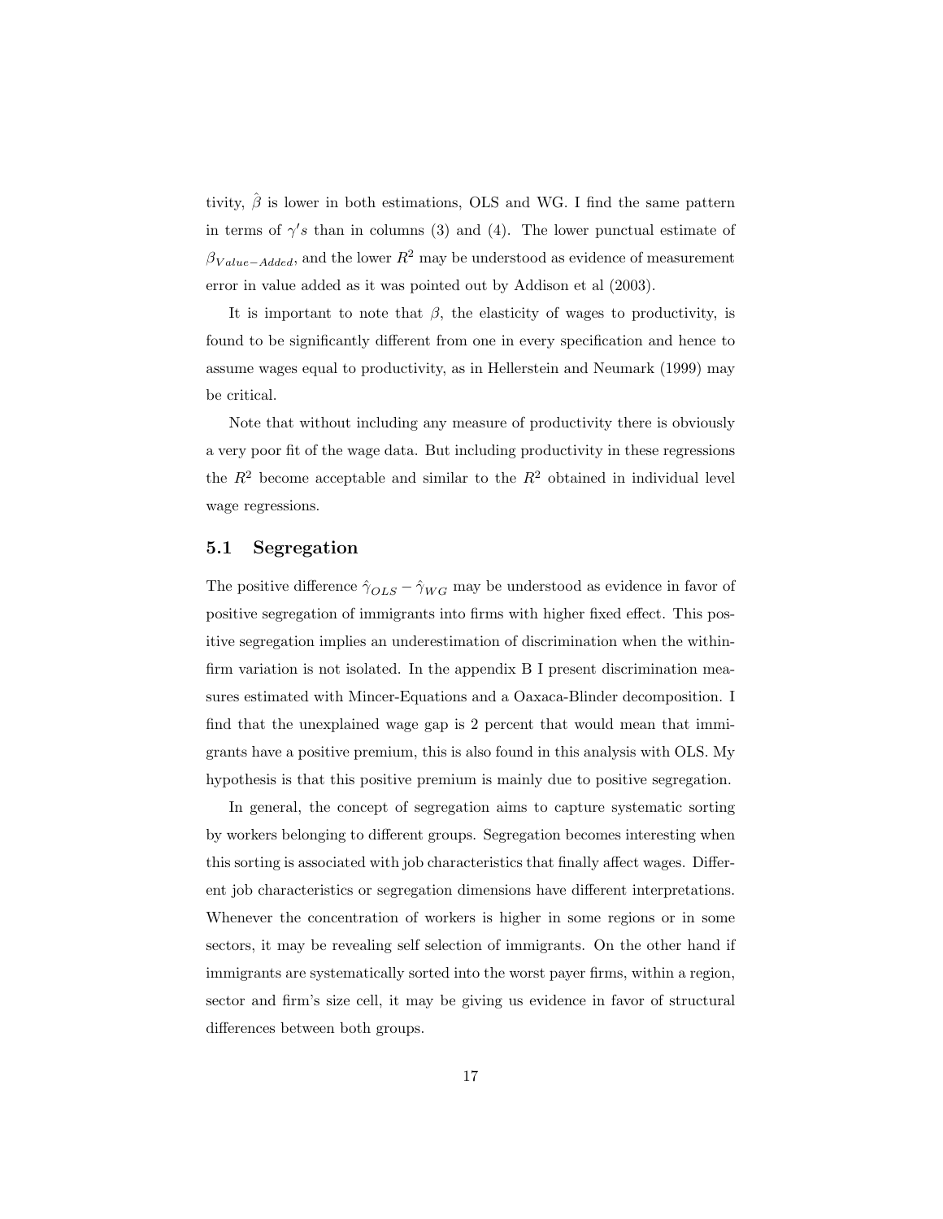tivity, $\hat{\beta}$ is lower in both estimations, OLS and WG. I find the same pattern in terms of $\gamma's$ than in columns (3) and (4). The lower punctual estimate of $\beta_{Value-Added}$, and the lower $R^2$ may be understood as evidence of measurement error in value added as it was pointed out by Addison et al (2003).

It is important to note that $\beta$, the elasticity of wages to productivity, is found to be significantly different from one in every specification and hence to assume wages equal to productivity, as in Hellerstein and Neumark (1999) may be critical.

Note that without including any measure of productivity there is obviously a very poor fit of the wage data. But including productivity in these regressions the $R^2$ become acceptable and similar to the $R^2$ obtained in individual level wage regressions.

## 5.1 Segregation

The positive difference $\hat{\gamma}_{OLS} - \hat{\gamma}_{WG}$ may be understood as evidence in favor of positive segregation of immigrants into firms with higher fixed effect. This positive segregation implies an underestimation of discrimination when the within-firm variation is not isolated. In the appendix B I present discrimination measures estimated with Mincer-Equations and a Oaxaca-Blinder decomposition. I find that the unexplained wage gap is 2 percent that would mean that immigrants have a positive premium, this is also found in this analysis with OLS. My hypothesis is that this positive premium is mainly due to positive segregation.

In general, the concept of segregation aims to capture systematic sorting by workers belonging to different groups. Segregation becomes interesting when this sorting is associated with job characteristics that finally affect wages. Different job characteristics or segregation dimensions have different interpretations. Whenever the concentration of workers is higher in some regions or in some sectors, it may be revealing self selection of immigrants. On the other hand if immigrants are systematically sorted into the worst payer firms, within a region, sector and firm's size cell, it may be giving us evidence in favor of structural differences between both groups.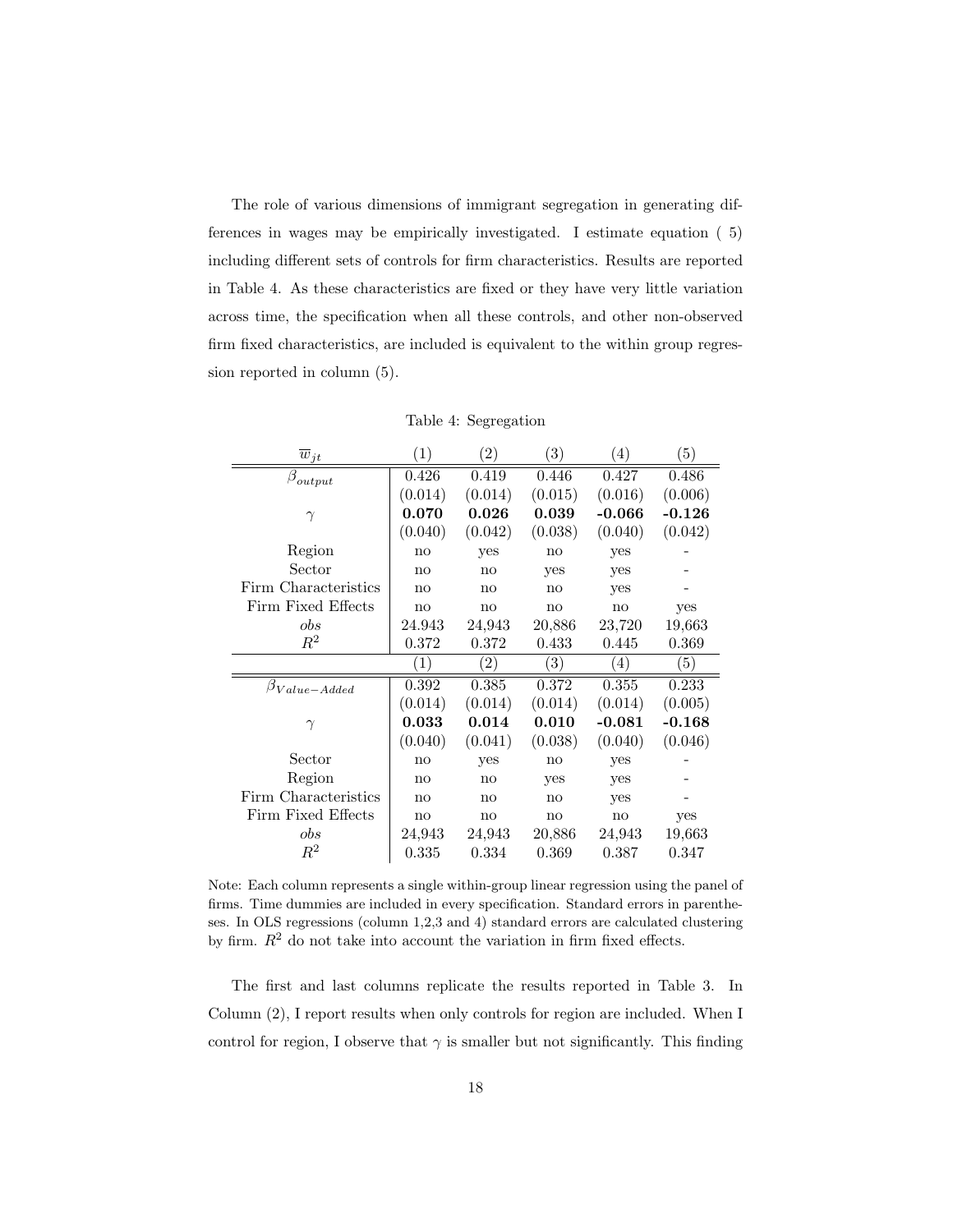The role of various dimensions of immigrant segregation in generating differences in wages may be empirically investigated. I estimate equation ( 5) including different sets of controls for firm characteristics. Results are reported in Table 4. As these characteristics are fixed or they have very little variation across time, the specification when all these controls, and other non-observed firm fixed characteristics, are included is equivalent to the within group regression reported in column (5).

Table 4: Segregation

| $\overline{w}_{jt}$ | (1) | (2) | (3) | (4) | (5) |
|---|---|---|---|---|---|
| $\beta_{output}$ | 0.426 | 0.419 | 0.446 | 0.427 | 0.486 |
| | (0.014) | (0.014) | (0.015) | (0.016) | (0.006) |
| $\gamma$ | **0.070** | **0.026** | **0.039** | **-0.066** | **-0.126** |
| | (0.040) | (0.042) | (0.038) | (0.040) | (0.042) |
| Region | no | yes | no | yes | - |
| Sector | no | no | yes | yes | - |
| Firm Characteristics | no | no | no | yes | - |
| Firm Fixed Effects | no | no | no | no | yes |
| *obs* | 24.943 | 24,943 | 20,886 | 23,720 | 19,663 |
| $R^2$ | 0.372 | 0.372 | 0.433 | 0.445 | 0.369 |
| | (1) | (2) | (3) | (4) | (5) |
| $\beta_{Value-Added}$ | 0.392 | 0.385 | 0.372 | 0.355 | 0.233 |
| | (0.014) | (0.014) | (0.014) | (0.014) | (0.005) |
| $\gamma$ | **0.033** | **0.014** | **0.010** | **-0.081** | **-0.168** |
| | (0.040) | (0.041) | (0.038) | (0.040) | (0.046) |
| Sector | no | yes | no | yes | - |
| Region | no | no | yes | yes | - |
| Firm Characteristics | no | no | no | yes | - |
| Firm Fixed Effects | no | no | no | no | yes |
| *obs* | 24,943 | 24,943 | 20,886 | 24,943 | 19,663 |
| $R^2$ | 0.335 | 0.334 | 0.369 | 0.387 | 0.347 |

Note: Each column represents a single within-group linear regression using the panel of firms. Time dummies are included in every specification. Standard errors in parentheses. In OLS regressions (column 1,2,3 and 4) standard errors are calculated clustering by firm. $R^2$ do not take into account the variation in firm fixed effects.

The first and last columns replicate the results reported in Table 3. In Column (2), I report results when only controls for region are included. When I control for region, I observe that $\gamma$ is smaller but not significantly. This finding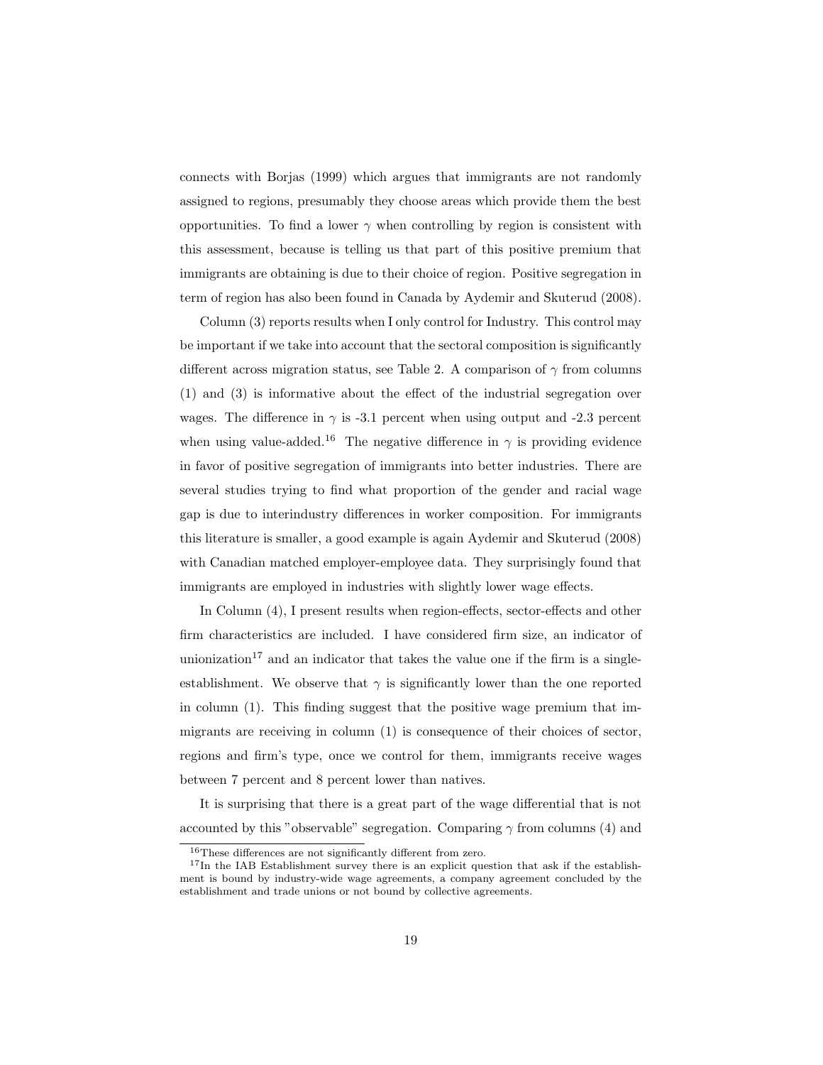connects with Borjas (1999) which argues that immigrants are not randomly assigned to regions, presumably they choose areas which provide them the best opportunities. To find a lower $\gamma$ when controlling by region is consistent with this assessment, because is telling us that part of this positive premium that immigrants are obtaining is due to their choice of region. Positive segregation in term of region has also been found in Canada by Aydemir and Skuterud (2008).

Column (3) reports results when I only control for Industry. This control may be important if we take into account that the sectoral composition is significantly different across migration status, see Table 2. A comparison of $\gamma$ from columns (1) and (3) is informative about the effect of the industrial segregation over wages. The difference in $\gamma$ is -3.1 percent when using output and -2.3 percent when using value-added.[16] The negative difference in $\gamma$ is providing evidence in favor of positive segregation of immigrants into better industries. There are several studies trying to find what proportion of the gender and racial wage gap is due to interindustry differences in worker composition. For immigrants this literature is smaller, a good example is again Aydemir and Skuterud (2008) with Canadian matched employer-employee data. They surprisingly found that immigrants are employed in industries with slightly lower wage effects.

In Column (4), I present results when region-effects, sector-effects and other firm characteristics are included. I have considered firm size, an indicator of unionization[17] and an indicator that takes the value one if the firm is a single-establishment. We observe that $\gamma$ is significantly lower than the one reported in column (1). This finding suggest that the positive wage premium that immigrants are receiving in column (1) is consequence of their choices of sector, regions and firm's type, once we control for them, immigrants receive wages between 7 percent and 8 percent lower than natives.

It is surprising that there is a great part of the wage differential that is not accounted by this "observable" segregation. Comparing $\gamma$ from columns (4) and

[16] These differences are not significantly different from zero.

[17] In the IAB Establishment survey there is an explicit question that ask if the establishment is bound by industry-wide wage agreements, a company agreement concluded by the establishment and trade unions or not bound by collective agreements.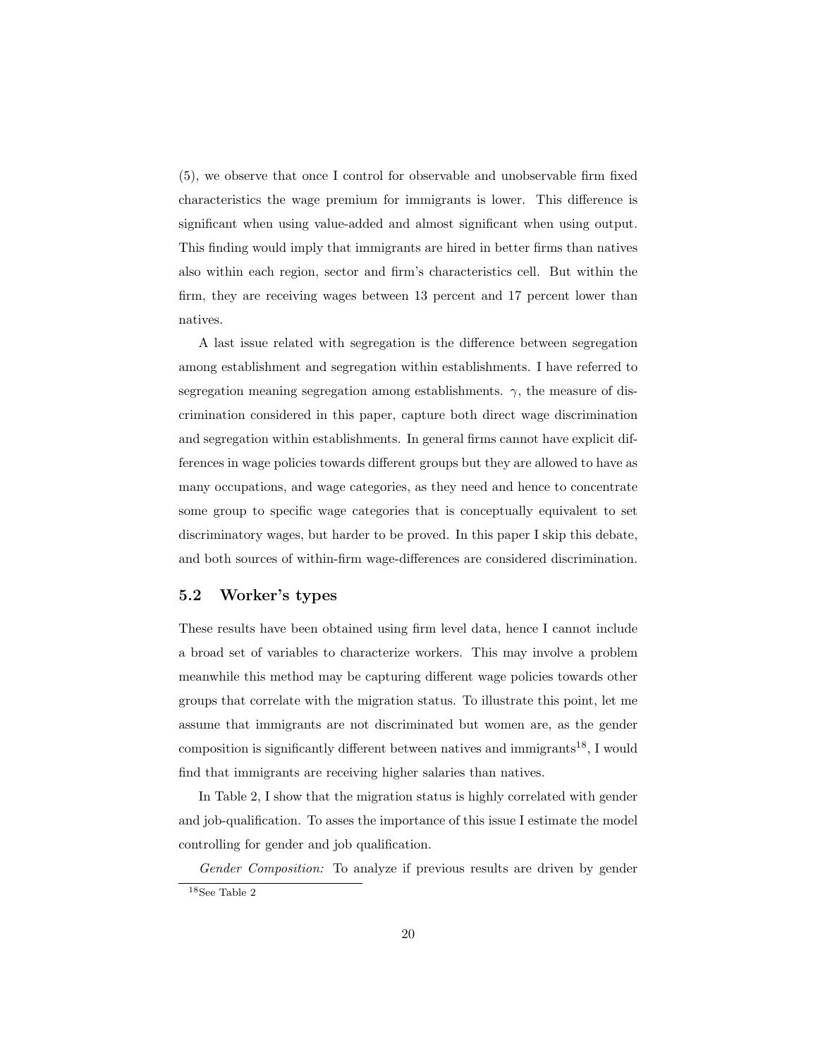(5), we observe that once I control for observable and unobservable firm fixed characteristics the wage premium for immigrants is lower. This difference is significant when using value-added and almost significant when using output. This finding would imply that immigrants are hired in better firms than natives also within each region, sector and firm's characteristics cell. But within the firm, they are receiving wages between 13 percent and 17 percent lower than natives.

A last issue related with segregation is the difference between segregation among establishment and segregation within establishments. I have referred to segregation meaning segregation among establishments. $\gamma$, the measure of discrimination considered in this paper, capture both direct wage discrimination and segregation within establishments. In general firms cannot have explicit differences in wage policies towards different groups but they are allowed to have as many occupations, and wage categories, as they need and hence to concentrate some group to specific wage categories that is conceptually equivalent to set discriminatory wages, but harder to be proved. In this paper I skip this debate, and both sources of within-firm wage-differences are considered discrimination.

## 5.2 Worker's types

These results have been obtained using firm level data, hence I cannot include a broad set of variables to characterize workers. This may involve a problem meanwhile this method may be capturing different wage policies towards other groups that correlate with the migration status. To illustrate this point, let me assume that immigrants are not discriminated but women are, as the gender composition is significantly different between natives and immigrants[18], I would find that immigrants are receiving higher salaries than natives.

In Table 2, I show that the migration status is highly correlated with gender and job-qualification. To asses the importance of this issue I estimate the model controlling for gender and job qualification.

*Gender Composition:* To analyze if previous results are driven by gender

[18] See Table 2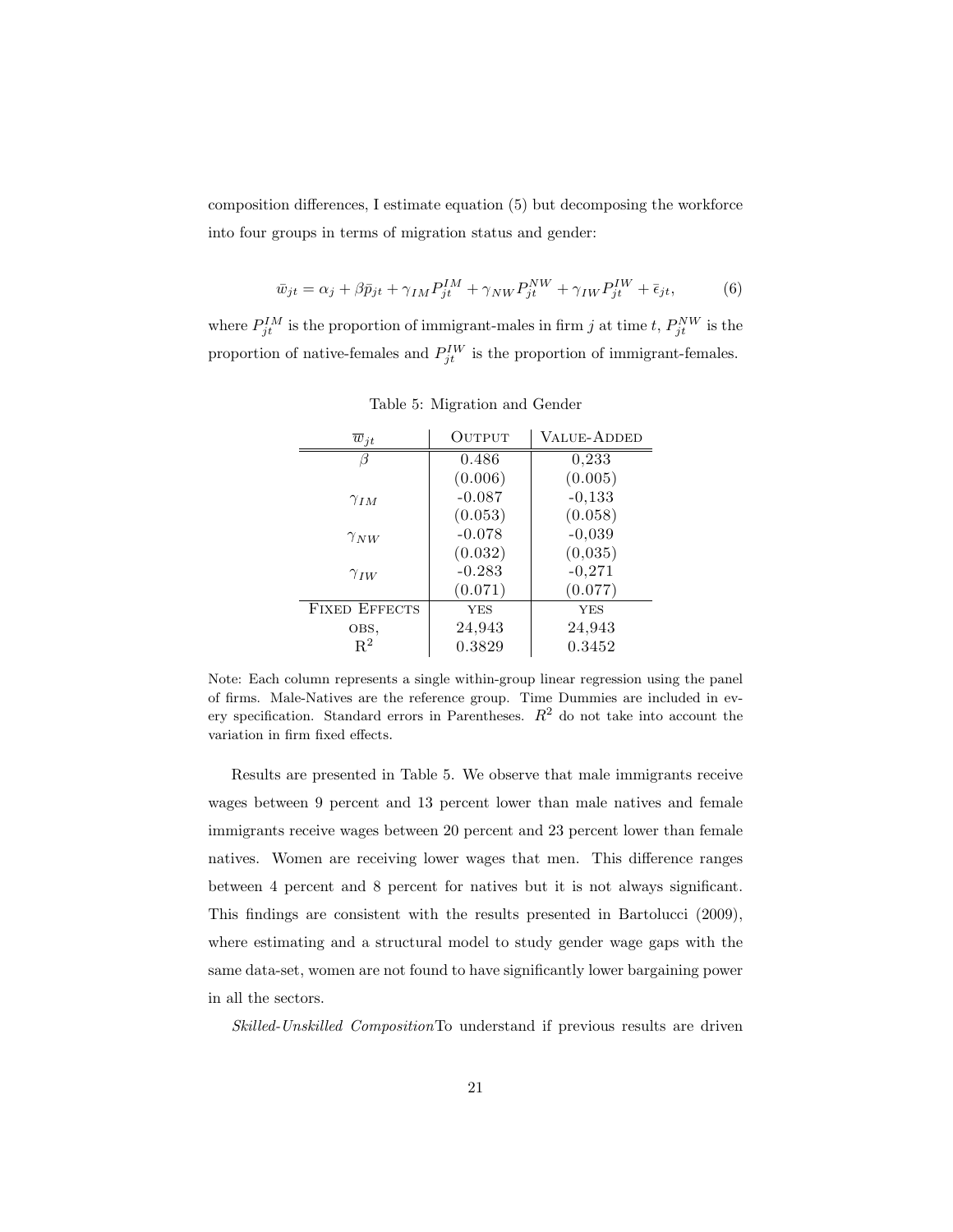composition differences, I estimate equation (5) but decomposing the workforce into four groups in terms of migration status and gender:

$$\bar{w}_{jt} = \alpha_j + \beta \bar{p}_{jt} + \gamma_{IM} P^{IM}_{jt} + \gamma_{NW} P^{NW}_{jt} + \gamma_{IW} P^{IW}_{jt} + \bar{\epsilon}_{jt}, \tag{6}$$

where $P^{IM}_{jt}$ is the proportion of immigrant-males in firm $j$ at time $t$, $P^{NW}_{jt}$ is the proportion of native-females and $P^{IW}_{jt}$ is the proportion of immigrant-females.

Table 5: Migration and Gender

| $\overline{w}_{jt}$ | Output | Value-Added |
|---|---|---|
| $\beta$ | 0.486 | 0,233 |
| | (0.006) | (0.005) |
| $\gamma_{IM}$ | -0.087 | -0,133 |
| | (0.053) | (0.058) |
| $\gamma_{NW}$ | -0.078 | -0,039 |
| | (0.032) | (0,035) |
| $\gamma_{IW}$ | -0.283 | -0,271 |
| | (0.071) | (0.077) |
| Fixed Effects | yes | yes |
| obs, | 24,943 | 24,943 |
| $R^2$ | 0.3829 | 0.3452 |

Note: Each column represents a single within-group linear regression using the panel of firms. Male-Natives are the reference group. Time Dummies are included in every specification. Standard errors in Parentheses. $R^2$ do not take into account the variation in firm fixed effects.

Results are presented in Table 5. We observe that male immigrants receive wages between 9 percent and 13 percent lower than male natives and female immigrants receive wages between 20 percent and 23 percent lower than female natives. Women are receiving lower wages that men. This difference ranges between 4 percent and 8 percent for natives but it is not always significant. This findings are consistent with the results presented in Bartolucci (2009), where estimating and a structural model to study gender wage gaps with the same data-set, women are not found to have significantly lower bargaining power in all the sectors.

*Skilled-Unskilled Composition*To understand if previous results are driven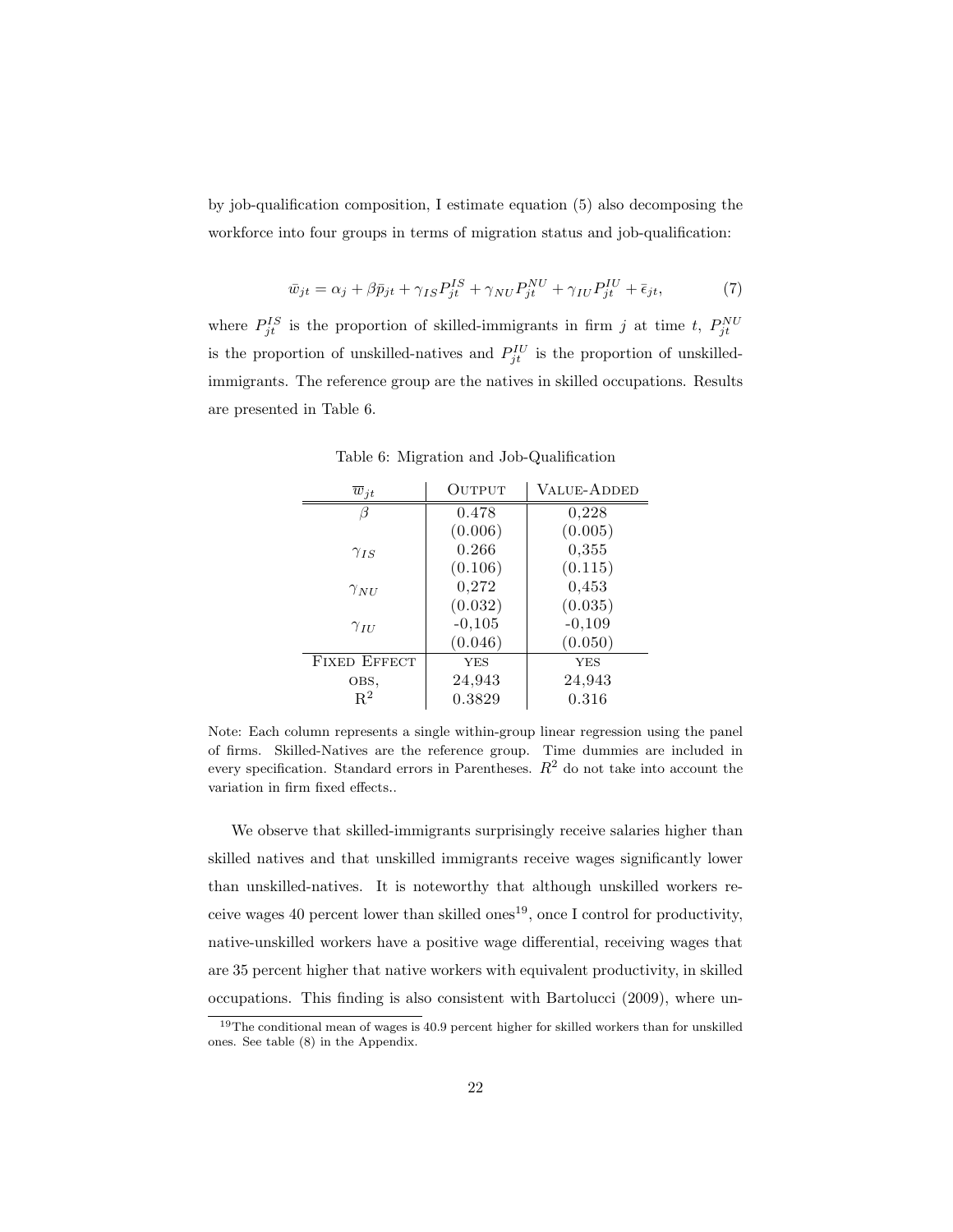by job-qualification composition, I estimate equation (5) also decomposing the workforce into four groups in terms of migration status and job-qualification:

$$\bar{w}_{jt} = \alpha_j + \beta \bar{p}_{jt} + \gamma_{IS} P_{jt}^{IS} + \gamma_{NU} P_{jt}^{NU} + \gamma_{IU} P_{jt}^{IU} + \bar{\epsilon}_{jt}, \tag{7}$$

where $P_{jt}^{IS}$ is the proportion of skilled-immigrants in firm $j$ at time $t$, $P_{jt}^{NU}$ is the proportion of unskilled-natives and $P_{jt}^{IU}$ is the proportion of unskilled-immigrants. The reference group are the natives in skilled occupations. Results are presented in Table 6.

Table 6: Migration and Job-Qualification

| $\overline{w}_{jt}$ | Output | Value-Added |
|---|---|---|
| $\beta$ | 0.478 | 0,228 |
| | (0.006) | (0.005) |
| $\gamma_{IS}$ | 0.266 | 0,355 |
| | (0.106) | (0.115) |
| $\gamma_{NU}$ | 0,272 | 0,453 |
| | (0.032) | (0.035) |
| $\gamma_{IU}$ | -0,105 | -0,109 |
| | (0.046) | (0.050) |
| Fixed Effect | yes | yes |
| obs, | 24,943 | 24,943 |
| $R^2$ | 0.3829 | 0.316 |

Note: Each column represents a single within-group linear regression using the panel of firms. Skilled-Natives are the reference group. Time dummies are included in every specification. Standard errors in Parentheses. $R^2$ do not take into account the variation in firm fixed effects..

We observe that skilled-immigrants surprisingly receive salaries higher than skilled natives and that unskilled immigrants receive wages significantly lower than unskilled-natives. It is noteworthy that although unskilled workers receive wages 40 percent lower than skilled ones[19], once I control for productivity, native-unskilled workers have a positive wage differential, receiving wages that are 35 percent higher that native workers with equivalent productivity, in skilled occupations. This finding is also consistent with Bartolucci (2009), where un-

[19] The conditional mean of wages is 40.9 percent higher for skilled workers than for unskilled ones. See table (8) in the Appendix.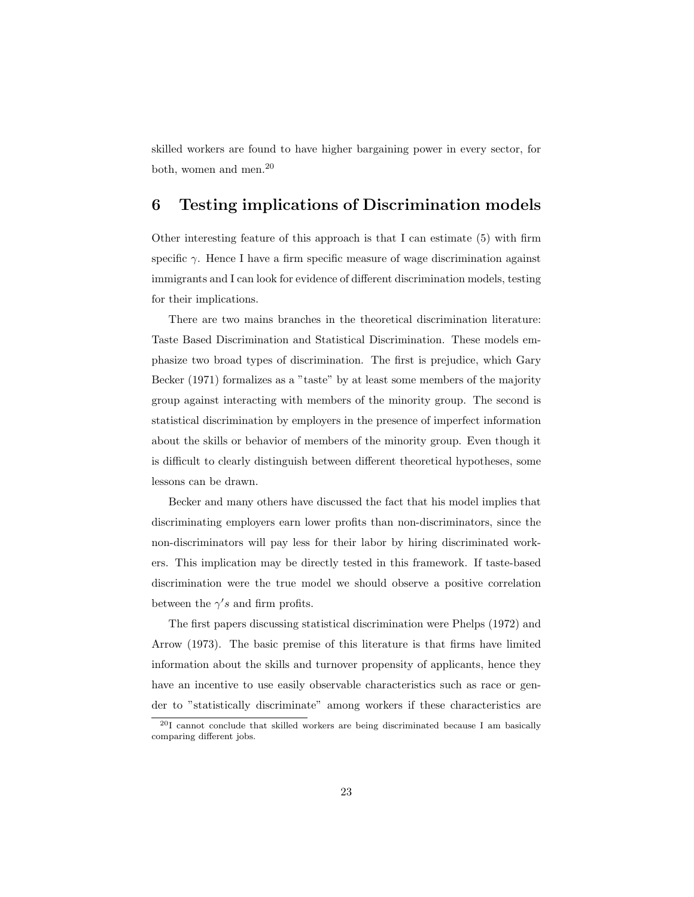skilled workers are found to have higher bargaining power in every sector, for both, women and men.[20]

## 6 Testing implications of Discrimination models

Other interesting feature of this approach is that I can estimate (5) with firm specific $\gamma$. Hence I have a firm specific measure of wage discrimination against immigrants and I can look for evidence of different discrimination models, testing for their implications.

There are two mains branches in the theoretical discrimination literature: Taste Based Discrimination and Statistical Discrimination. These models emphasize two broad types of discrimination. The first is prejudice, which Gary Becker (1971) formalizes as a "taste" by at least some members of the majority group against interacting with members of the minority group. The second is statistical discrimination by employers in the presence of imperfect information about the skills or behavior of members of the minority group. Even though it is difficult to clearly distinguish between different theoretical hypotheses, some lessons can be drawn.

Becker and many others have discussed the fact that his model implies that discriminating employers earn lower profits than non-discriminators, since the non-discriminators will pay less for their labor by hiring discriminated workers. This implication may be directly tested in this framework. If taste-based discrimination were the true model we should observe a positive correlation between the $\gamma' s$ and firm profits.

The first papers discussing statistical discrimination were Phelps (1972) and Arrow (1973). The basic premise of this literature is that firms have limited information about the skills and turnover propensity of applicants, hence they have an incentive to use easily observable characteristics such as race or gender to "statistically discriminate" among workers if these characteristics are

[20] I cannot conclude that skilled workers are being discriminated because I am basically comparing different jobs.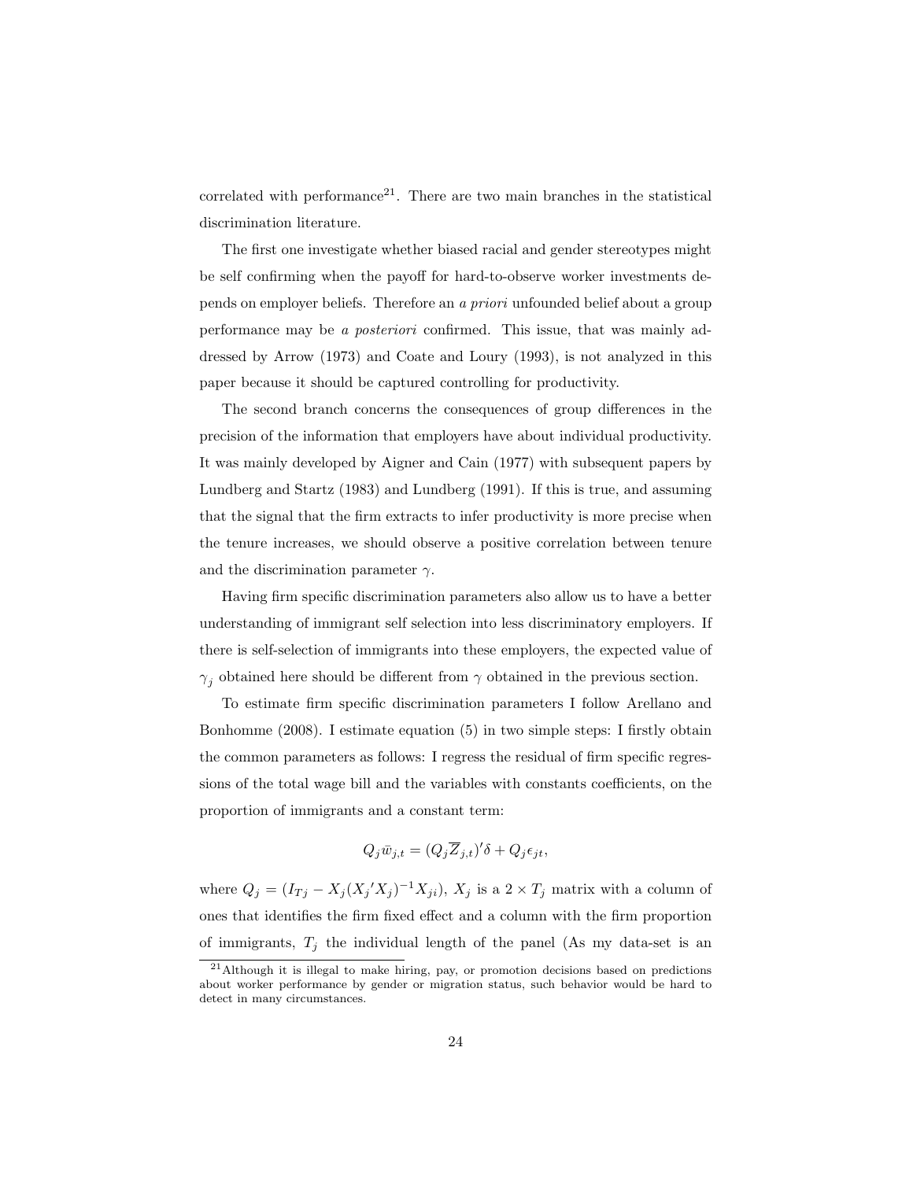correlated with performance[21]. There are two main branches in the statistical discrimination literature.

The first one investigate whether biased racial and gender stereotypes might be self confirming when the payoff for hard-to-observe worker investments depends on employer beliefs. Therefore an *a priori* unfounded belief about a group performance may be *a posteriori* confirmed. This issue, that was mainly addressed by Arrow (1973) and Coate and Loury (1993), is not analyzed in this paper because it should be captured controlling for productivity.

The second branch concerns the consequences of group differences in the precision of the information that employers have about individual productivity. It was mainly developed by Aigner and Cain (1977) with subsequent papers by Lundberg and Startz (1983) and Lundberg (1991). If this is true, and assuming that the signal that the firm extracts to infer productivity is more precise when the tenure increases, we should observe a positive correlation between tenure and the discrimination parameter $\gamma$.

Having firm specific discrimination parameters also allow us to have a better understanding of immigrant self selection into less discriminatory employers. If there is self-selection of immigrants into these employers, the expected value of $\gamma_j$ obtained here should be different from $\gamma$ obtained in the previous section.

To estimate firm specific discrimination parameters I follow Arellano and Bonhomme (2008). I estimate equation (5) in two simple steps: I firstly obtain the common parameters as follows: I regress the residual of firm specific regressions of the total wage bill and the variables with constants coefficients, on the proportion of immigrants and a constant term:

$$Q_j \bar{w}_{j,t} = (Q_j \overline{Z}_{j,t})' \delta + Q_j \epsilon_{jt},$$

where $Q_j = (I_{Tj} - X_j ({X_j}' X_j)^{-1} X_{ji})$, $X_j$ is a $2 \times T_j$ matrix with a column of ones that identifies the firm fixed effect and a column with the firm proportion of immigrants, $T_j$ the individual length of the panel (As my data-set is an

[21] Although it is illegal to make hiring, pay, or promotion decisions based on predictions about worker performance by gender or migration status, such behavior would be hard to detect in many circumstances.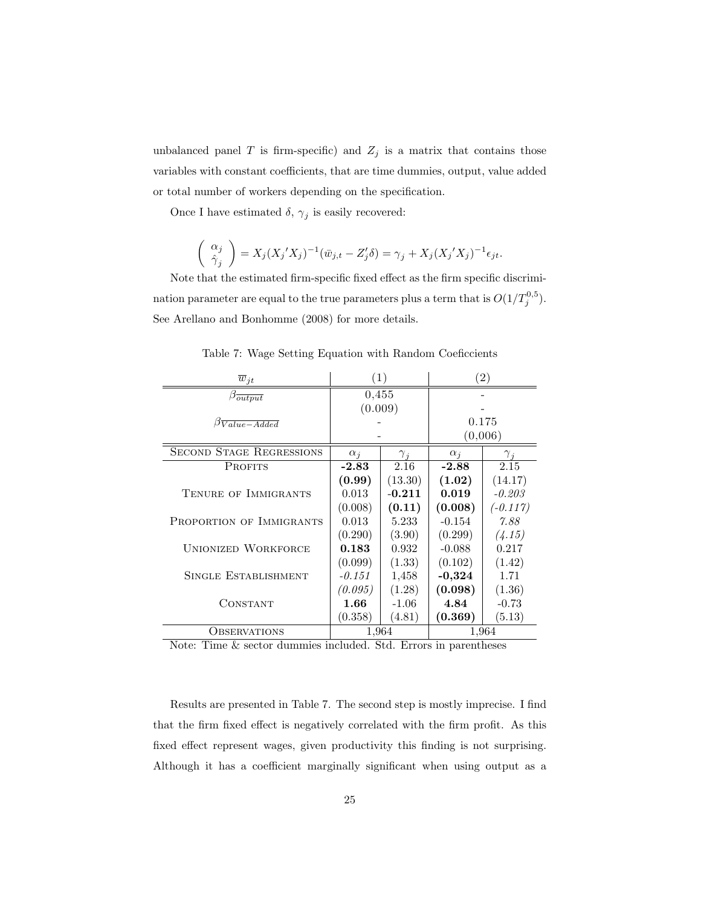unbalanced panel $T$ is firm-specific) and $Z_j$ is a matrix that contains those variables with constant coefficients, that are time dummies, output, value added or total number of workers depending on the specification.

Once I have estimated $\delta$, $\gamma_j$ is easily recovered:

$$\begin{pmatrix} \alpha_j \\ \hat{\gamma}_j \end{pmatrix} = X_j({X_j}'X_j)^{-1}(\bar{w}_{j,t} - Z_j'\delta) = \gamma_j + X_j({X_j}'X_j)^{-1}\epsilon_{jt}.$$

Note that the estimated firm-specific fixed effect as the firm specific discrimination parameter are equal to the true parameters plus a term that is $O(1/T_j^{0,5})$. See Arellano and Bonhomme (2008) for more details.

Table 7: Wage Setting Equation with Random Coeficcients

| $\overline{w}_{jt}$ | (1) | | (2) | |
|---|---|---|---|---|
| $\beta_{\overline{output}}$ | 0,455 | | - | |
| | (0.009) | | - | |
| $\beta_{\overline{Value-Added}}$ | - | | 0.175 | |
| | - | | (0,006) | |
| **Second Stage Regressions** | $\alpha_j$ | $\gamma_j$ | $\alpha_j$ | $\gamma_j$ |
| Profits | **-2.83** | 2.16 | **-2.88** | 2.15 |
| | **(0.99)** | (13.30) | **(1.02)** | (14.17) |
| Tenure of Immigrants | 0.013 | **-0.211** | **0.019** | *-0.203* |
| | (0.008) | **(0.11)** | **(0.008)** | *(-0.117)* |
| Proportion of Immigrants | 0.013 | 5.233 | -0.154 | *7.88* |
| | (0.290) | (3.90) | (0.299) | *(4.15)* |
| Unionized Workforce | **0.183** | 0.932 | -0.088 | 0.217 |
| | (0.099) | (1.33) | (0.102) | (1.42) |
| Single Establishment | *-0.151* | 1,458 | **-0,324** | 1.71 |
| | *(0.095)* | (1.28) | **(0.098)** | (1.36) |
| Constant | **1.66** | -1.06 | **4.84** | -0.73 |
| | (0.358) | (4.81) | **(0.369)** | (5.13) |
| Observations | 1,964 | | 1,964 | |

Note: Time & sector dummies included. Std. Errors in parentheses

Results are presented in Table 7. The second step is mostly imprecise. I find that the firm fixed effect is negatively correlated with the firm profit. As this fixed effect represent wages, given productivity this finding is not surprising. Although it has a coefficient marginally significant when using output as a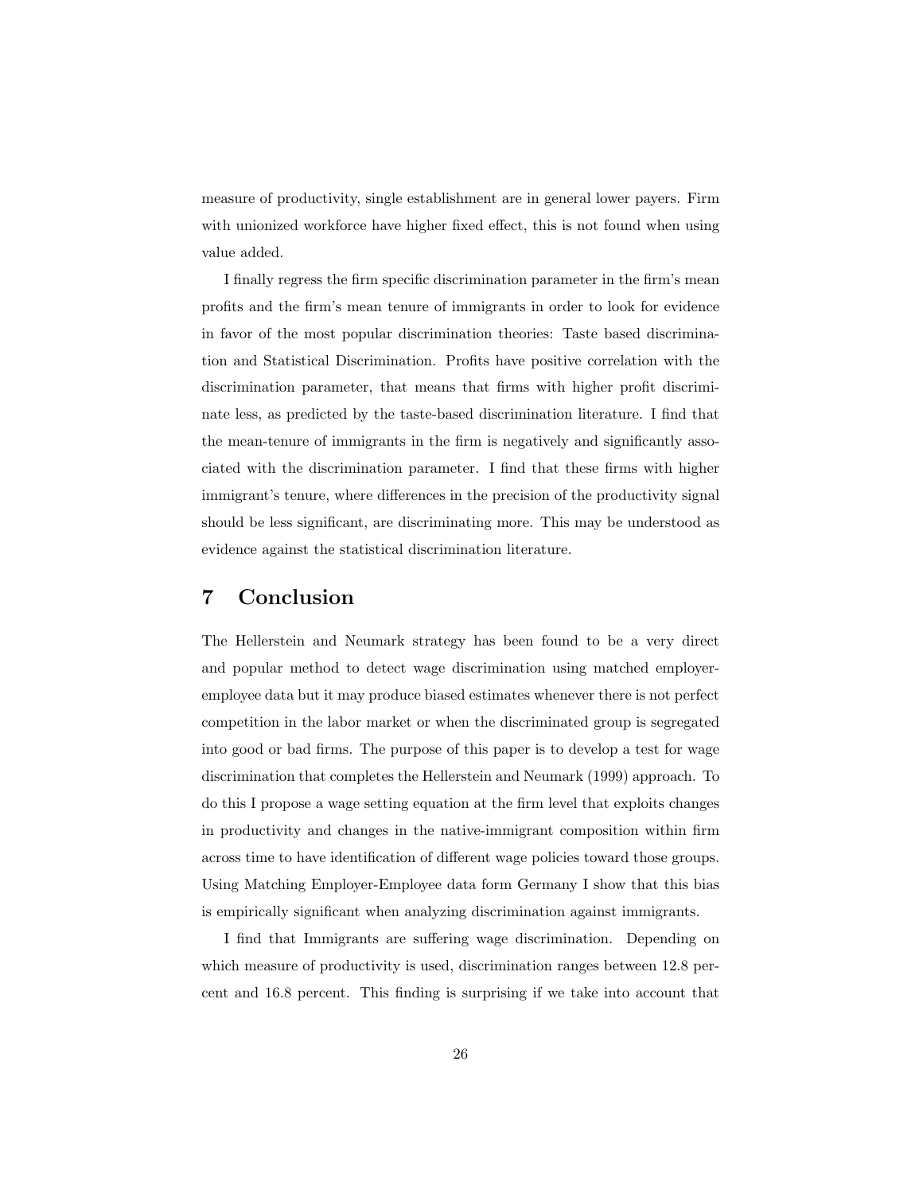measure of productivity, single establishment are in general lower payers. Firm with unionized workforce have higher fixed effect, this is not found when using value added.

I finally regress the firm specific discrimination parameter in the firm's mean profits and the firm's mean tenure of immigrants in order to look for evidence in favor of the most popular discrimination theories: Taste based discrimination and Statistical Discrimination. Profits have positive correlation with the discrimination parameter, that means that firms with higher profit discriminate less, as predicted by the taste-based discrimination literature. I find that the mean-tenure of immigrants in the firm is negatively and significantly associated with the discrimination parameter. I find that these firms with higher immigrant's tenure, where differences in the precision of the productivity signal should be less significant, are discriminating more. This may be understood as evidence against the statistical discrimination literature.

# 7 Conclusion

The Hellerstein and Neumark strategy has been found to be a very direct and popular method to detect wage discrimination using matched employer-employee data but it may produce biased estimates whenever there is not perfect competition in the labor market or when the discriminated group is segregated into good or bad firms. The purpose of this paper is to develop a test for wage discrimination that completes the Hellerstein and Neumark (1999) approach. To do this I propose a wage setting equation at the firm level that exploits changes in productivity and changes in the native-immigrant composition within firm across time to have identification of different wage policies toward those groups. Using Matching Employer-Employee data form Germany I show that this bias is empirically significant when analyzing discrimination against immigrants.

I find that Immigrants are suffering wage discrimination. Depending on which measure of productivity is used, discrimination ranges between 12.8 percent and 16.8 percent. This finding is surprising if we take into account that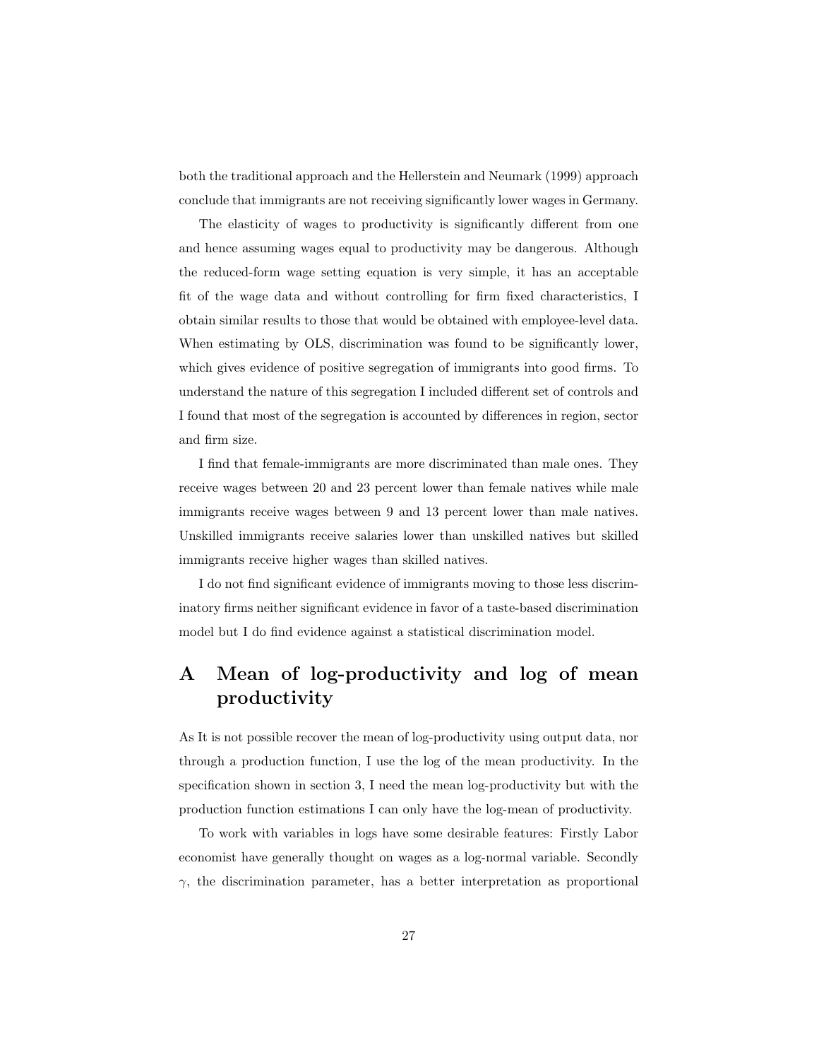both the traditional approach and the Hellerstein and Neumark (1999) approach conclude that immigrants are not receiving significantly lower wages in Germany.

The elasticity of wages to productivity is significantly different from one and hence assuming wages equal to productivity may be dangerous. Although the reduced-form wage setting equation is very simple, it has an acceptable fit of the wage data and without controlling for firm fixed characteristics, I obtain similar results to those that would be obtained with employee-level data. When estimating by OLS, discrimination was found to be significantly lower, which gives evidence of positive segregation of immigrants into good firms. To understand the nature of this segregation I included different set of controls and I found that most of the segregation is accounted by differences in region, sector and firm size.

I find that female-immigrants are more discriminated than male ones. They receive wages between 20 and 23 percent lower than female natives while male immigrants receive wages between 9 and 13 percent lower than male natives. Unskilled immigrants receive salaries lower than unskilled natives but skilled immigrants receive higher wages than skilled natives.

I do not find significant evidence of immigrants moving to those less discriminatory firms neither significant evidence in favor of a taste-based discrimination model but I do find evidence against a statistical discrimination model.

# A Mean of log-productivity and log of mean productivity

As It is not possible recover the mean of log-productivity using output data, nor through a production function, I use the log of the mean productivity. In the specification shown in section 3, I need the mean log-productivity but with the production function estimations I can only have the log-mean of productivity.

To work with variables in logs have some desirable features: Firstly Labor economist have generally thought on wages as a log-normal variable. Secondly $\gamma$, the discrimination parameter, has a better interpretation as proportional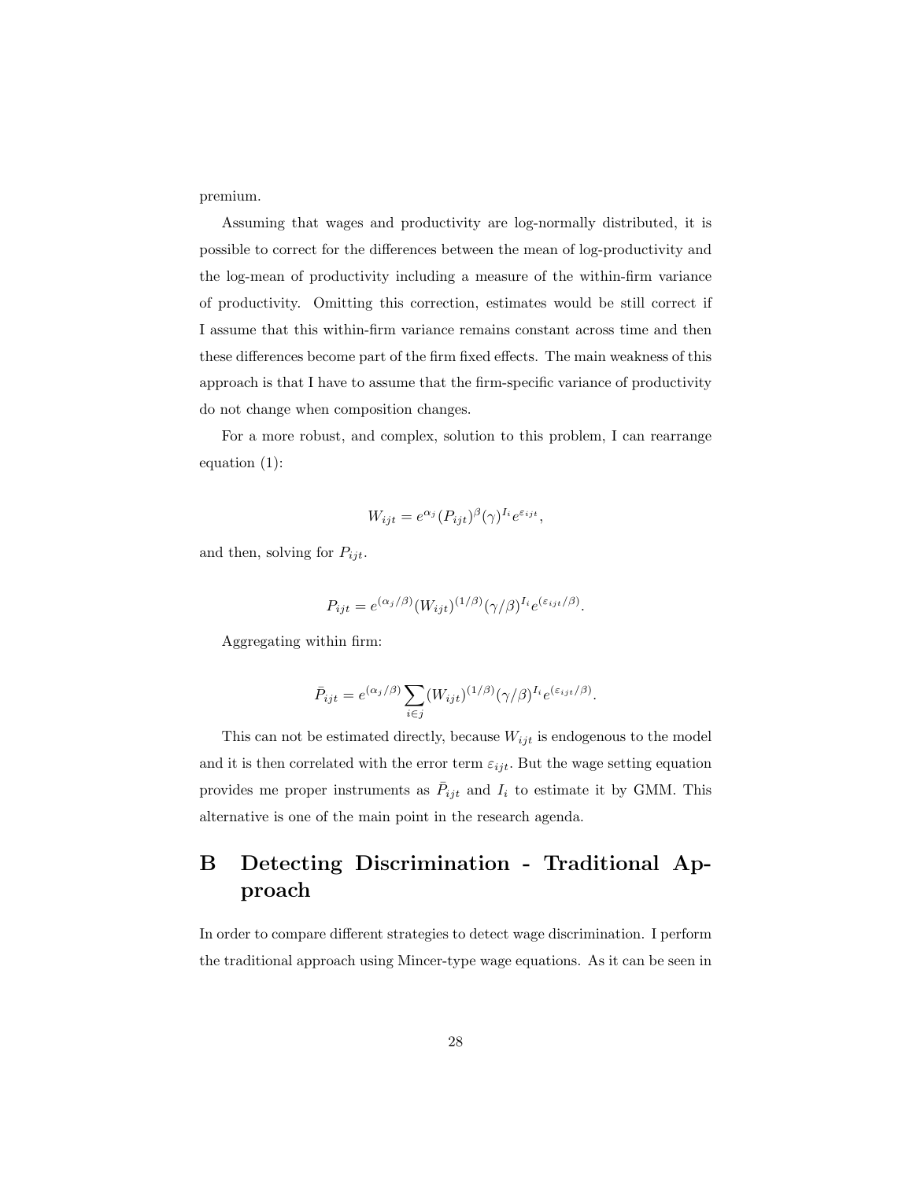premium.

Assuming that wages and productivity are log-normally distributed, it is possible to correct for the differences between the mean of log-productivity and the log-mean of productivity including a measure of the within-firm variance of productivity. Omitting this correction, estimates would be still correct if I assume that this within-firm variance remains constant across time and then these differences become part of the firm fixed effects. The main weakness of this approach is that I have to assume that the firm-specific variance of productivity do not change when composition changes.

For a more robust, and complex, solution to this problem, I can rearrange equation (1):

$$W_{ijt} = e^{\alpha_j}(P_{ijt})^{\beta}(\gamma)^{I_i}e^{\varepsilon_{ijt}},$$

and then, solving for $P_{ijt}$.

$$P_{ijt} = e^{(\alpha_j/\beta)}(W_{ijt})^{(1/\beta)}(\gamma/\beta)^{I_i}e^{(\varepsilon_{ijt}/\beta)}.$$

Aggregating within firm:

$$\bar{P}_{ijt} = e^{(\alpha_j/\beta)}\sum_{i \in j}(W_{ijt})^{(1/\beta)}(\gamma/\beta)^{I_i}e^{(\varepsilon_{ijt}/\beta)}.$$

This can not be estimated directly, because $W_{ijt}$ is endogenous to the model and it is then correlated with the error term $\varepsilon_{ijt}$. But the wage setting equation provides me proper instruments as $\bar{P}_{ijt}$ and $I_i$ to estimate it by GMM. This alternative is one of the main point in the research agenda.

# B Detecting Discrimination - Traditional Approach

In order to compare different strategies to detect wage discrimination. I perform the traditional approach using Mincer-type wage equations. As it can be seen in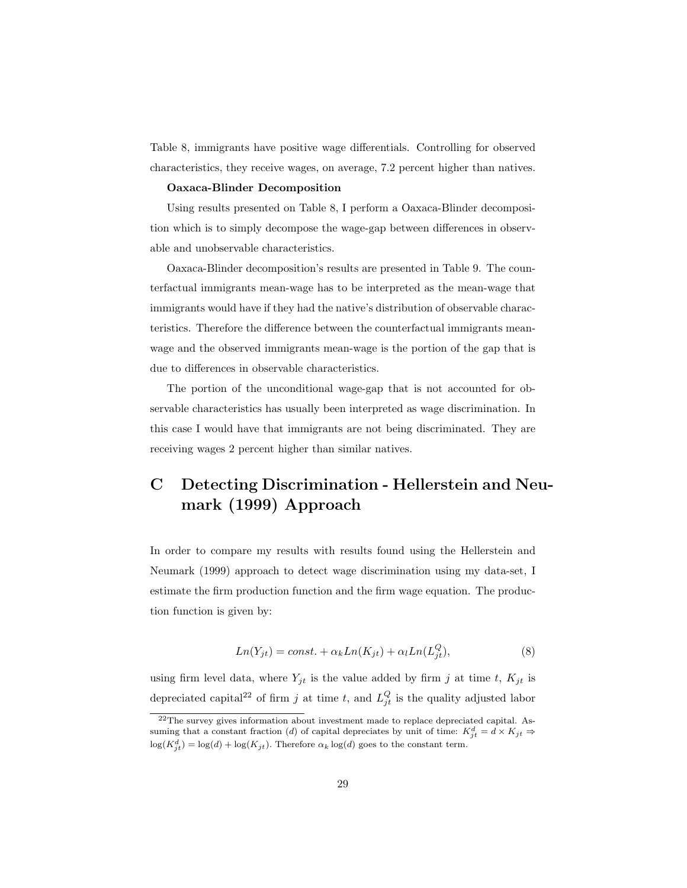Table 8, immigrants have positive wage differentials. Controlling for observed characteristics, they receive wages, on average, 7.2 percent higher than natives.

**Oaxaca-Blinder Decomposition**

Using results presented on Table 8, I perform a Oaxaca-Blinder decomposition which is to simply decompose the wage-gap between differences in observable and unobservable characteristics.

Oaxaca-Blinder decomposition's results are presented in Table 9. The counterfactual immigrants mean-wage has to be interpreted as the mean-wage that immigrants would have if they had the native's distribution of observable characteristics. Therefore the difference between the counterfactual immigrants mean-wage and the observed immigrants mean-wage is the portion of the gap that is due to differences in observable characteristics.

The portion of the unconditional wage-gap that is not accounted for observable characteristics has usually been interpreted as wage discrimination. In this case I would have that immigrants are not being discriminated. They are receiving wages 2 percent higher than similar natives.

# C Detecting Discrimination - Hellerstein and Neumark (1999) Approach

In order to compare my results with results found using the Hellerstein and Neumark (1999) approach to detect wage discrimination using my data-set, I estimate the firm production function and the firm wage equation. The production function is given by:

$$Ln(Y_{jt}) = const. + \alpha_k Ln(K_{jt}) + \alpha_l Ln(L^Q_{jt}), \tag{8}$$

using firm level data, where $Y_{jt}$ is the value added by firm $j$ at time $t$, $K_{jt}$ is depreciated capital[22] of firm $j$ at time $t$, and $L^Q_{jt}$ is the quality adjusted labor

[22] The survey gives information about investment made to replace depreciated capital. Assuming that a constant fraction ($d$) of capital depreciates by unit of time: $K^d_{jt} = d \times K_{jt} \Rightarrow \log(K^d_{jt}) = \log(d) + \log(K_{jt})$. Therefore $\alpha_k \log(d)$ goes to the constant term.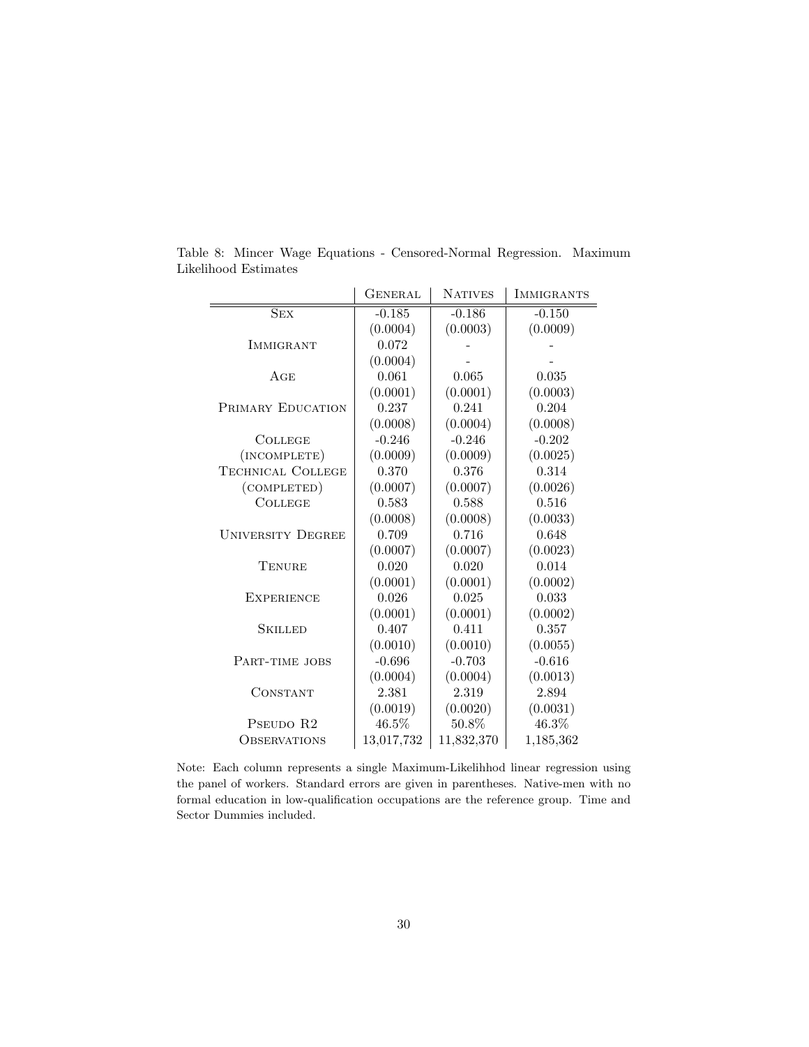Table 8: Mincer Wage Equations - Censored-Normal Regression. Maximum Likelihood Estimates

| | General | Natives | Immigrants |
|---|---|---|---|
| Sex | -0.185 | -0.186 | -0.150 |
| | (0.0004) | (0.0003) | (0.0009) |
| Immigrant | 0.072 | - | - |
| | (0.0004) | - | - |
| Age | 0.061 | 0.065 | 0.035 |
| | (0.0001) | (0.0001) | (0.0003) |
| Primary Education | 0.237 | 0.241 | 0.204 |
| | (0.0008) | (0.0004) | (0.0008) |
| College (incomplete) | -0.246 | -0.246 | -0.202 |
| | (0.0009) | (0.0009) | (0.0025) |
| Technical College (completed) | 0.370 | 0.376 | 0.314 |
| | (0.0007) | (0.0007) | (0.0026) |
| College | 0.583 | 0.588 | 0.516 |
| | (0.0008) | (0.0008) | (0.0033) |
| University Degree | 0.709 | 0.716 | 0.648 |
| | (0.0007) | (0.0007) | (0.0023) |
| Tenure | 0.020 | 0.020 | 0.014 |
| | (0.0001) | (0.0001) | (0.0002) |
| Experience | 0.026 | 0.025 | 0.033 |
| | (0.0001) | (0.0001) | (0.0002) |
| Skilled | 0.407 | 0.411 | 0.357 |
| | (0.0010) | (0.0010) | (0.0055) |
| Part-time jobs | -0.696 | -0.703 | -0.616 |
| | (0.0004) | (0.0004) | (0.0013) |
| Constant | 2.381 | 2.319 | 2.894 |
| | (0.0019) | (0.0020) | (0.0031) |
| Pseudo R2 | 46.5% | 50.8% | 46.3% |
| Observations | 13,017,732 | 11,832,370 | 1,185,362 |

Note: Each column represents a single Maximum-Likelihhod linear regression using the panel of workers. Standard errors are given in parentheses. Native-men with no formal education in low-qualification occupations are the reference group. Time and Sector Dummies included.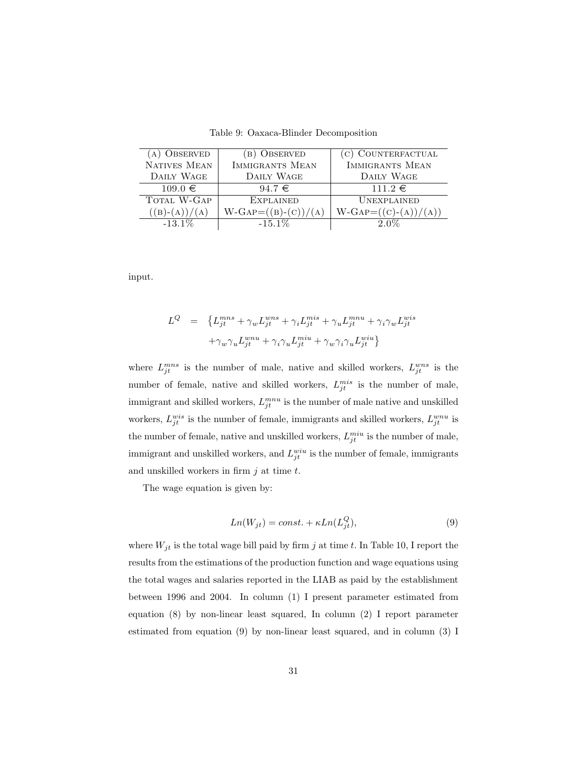Table 9: Oaxaca-Blinder Decomposition

| (a) Observed Natives Mean Daily Wage | (b) Observed Immigrants Mean Daily Wage | (c) Counterfactual Immigrants Mean Daily Wage |
|---|---|---|
| 109.0 € | 94.7 € | 111.2 € |
| Total W-Gap ((b)-(a))/(a) | Explained W-Gap=((b)-(c))/(a) | Unexplained W-Gap=((c)-(a))/(a)) |
| -13.1% | -15.1% | 2.0% |

input.

$$
\begin{aligned}
L^Q &= \{L^{mns}_{jt} + \gamma_w L^{wns}_{jt} + \gamma_i L^{mis}_{jt} + \gamma_u L^{mnu}_{jt} + \gamma_i \gamma_w L^{wis}_{jt} \\
&\quad + \gamma_w \gamma_u L^{wnu}_{jt} + \gamma_i \gamma_u L^{miu}_{jt} + \gamma_w \gamma_i \gamma_u L^{wiu}_{jt}\}
\end{aligned}
$$

where $L^{mns}_{jt}$ is the number of male, native and skilled workers, $L^{wns}_{jt}$ is the number of female, native and skilled workers, $L^{mis}_{jt}$ is the number of male, immigrant and skilled workers, $L^{mnu}_{jt}$ is the number of male native and unskilled workers, $L^{wis}_{jt}$ is the number of female, immigrants and skilled workers, $L^{wnu}_{jt}$ is the number of female, native and unskilled workers, $L^{miu}_{jt}$ is the number of male, immigrant and unskilled workers, and $L^{wiu}_{jt}$ is the number of female, immigrants and unskilled workers in firm $j$ at time $t$.

The wage equation is given by:

$$
Ln(W_{jt}) = const. + \kappa Ln(L^Q_{jt}), \tag{9}
$$

where $W_{jt}$ is the total wage bill paid by firm $j$ at time $t$. In Table 10, I report the results from the estimations of the production function and wage equations using the total wages and salaries reported in the LIAB as paid by the establishment between 1996 and 2004. In column (1) I present parameter estimated from equation (8) by non-linear least squared, In column (2) I report parameter estimated from equation (9) by non-linear least squared, and in column (3) I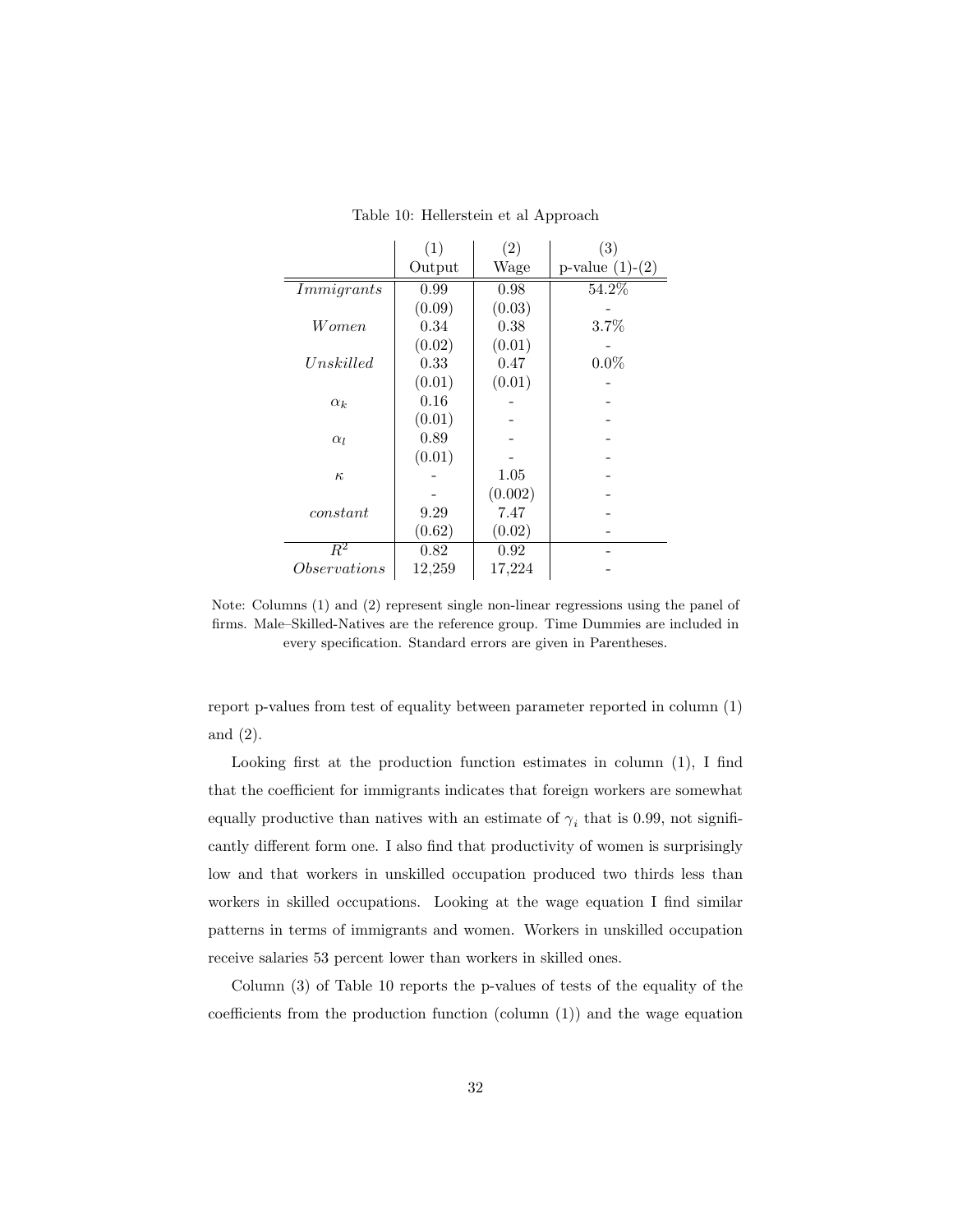Table 10: Hellerstein et al Approach

| | (1) Output | (2) Wage | (3) p-value (1)-(2) |
|---|---|---|---|
| *Immigrants* | 0.99 | 0.98 | 54.2% |
| | (0.09) | (0.03) | - |
| *Women* | 0.34 | 0.38 | 3.7% |
| | (0.02) | (0.01) | - |
| *Unskilled* | 0.33 | 0.47 | 0.0% |
| | (0.01) | (0.01) | - |
| $\alpha_k$ | 0.16 | - | - |
| | (0.01) | - | - |
| $\alpha_l$ | 0.89 | - | - |
| | (0.01) | - | - |
| $\kappa$ | - | 1.05 | - |
| | - | (0.002) | - |
| *constant* | 9.29 | 7.47 | - |
| | (0.62) | (0.02) | - |
| $R^2$ | 0.82 | 0.92 | - |
| *Observations* | 12,259 | 17,224 | - |

Note: Columns (1) and (2) represent single non-linear regressions using the panel of firms. Male–Skilled-Natives are the reference group. Time Dummies are included in every specification. Standard errors are given in Parentheses.

report p-values from test of equality between parameter reported in column (1) and (2).

Looking first at the production function estimates in column (1), I find that the coefficient for immigrants indicates that foreign workers are somewhat equally productive than natives with an estimate of $\gamma_i$ that is 0.99, not significantly different form one. I also find that productivity of women is surprisingly low and that workers in unskilled occupation produced two thirds less than workers in skilled occupations. Looking at the wage equation I find similar patterns in terms of immigrants and women. Workers in unskilled occupation receive salaries 53 percent lower than workers in skilled ones.

Column (3) of Table 10 reports the p-values of tests of the equality of the coefficients from the production function (column (1)) and the wage equation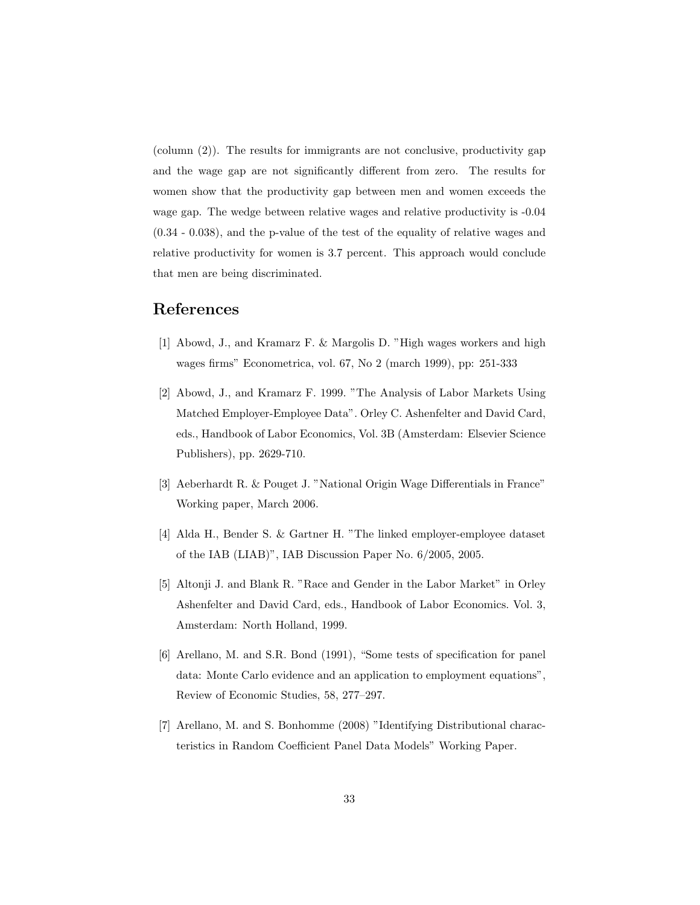(column (2)). The results for immigrants are not conclusive, productivity gap and the wage gap are not significantly different from zero. The results for women show that the productivity gap between men and women exceeds the wage gap. The wedge between relative wages and relative productivity is -0.04 (0.34 - 0.038), and the p-value of the test of the equality of relative wages and relative productivity for women is 3.7 percent. This approach would conclude that men are being discriminated.

# References

[1] Abowd, J., and Kramarz F. & Margolis D. "High wages workers and high wages firms" Econometrica, vol. 67, No 2 (march 1999), pp: 251-333

[2] Abowd, J., and Kramarz F. 1999. "The Analysis of Labor Markets Using Matched Employer-Employee Data". Orley C. Ashenfelter and David Card, eds., Handbook of Labor Economics, Vol. 3B (Amsterdam: Elsevier Science Publishers), pp. 2629-710.

[3] Aeberhardt R. & Pouget J. "National Origin Wage Differentials in France" Working paper, March 2006.

[4] Alda H., Bender S. & Gartner H. "The linked employer-employee dataset of the IAB (LIAB)", IAB Discussion Paper No. 6/2005, 2005.

[5] Altonji J. and Blank R. "Race and Gender in the Labor Market" in Orley Ashenfelter and David Card, eds., Handbook of Labor Economics. Vol. 3, Amsterdam: North Holland, 1999.

[6] Arellano, M. and S.R. Bond (1991), "Some tests of specification for panel data: Monte Carlo evidence and an application to employment equations", Review of Economic Studies, 58, 277–297.

[7] Arellano, M. and S. Bonhomme (2008) "Identifying Distributional characteristics in Random Coefficient Panel Data Models" Working Paper.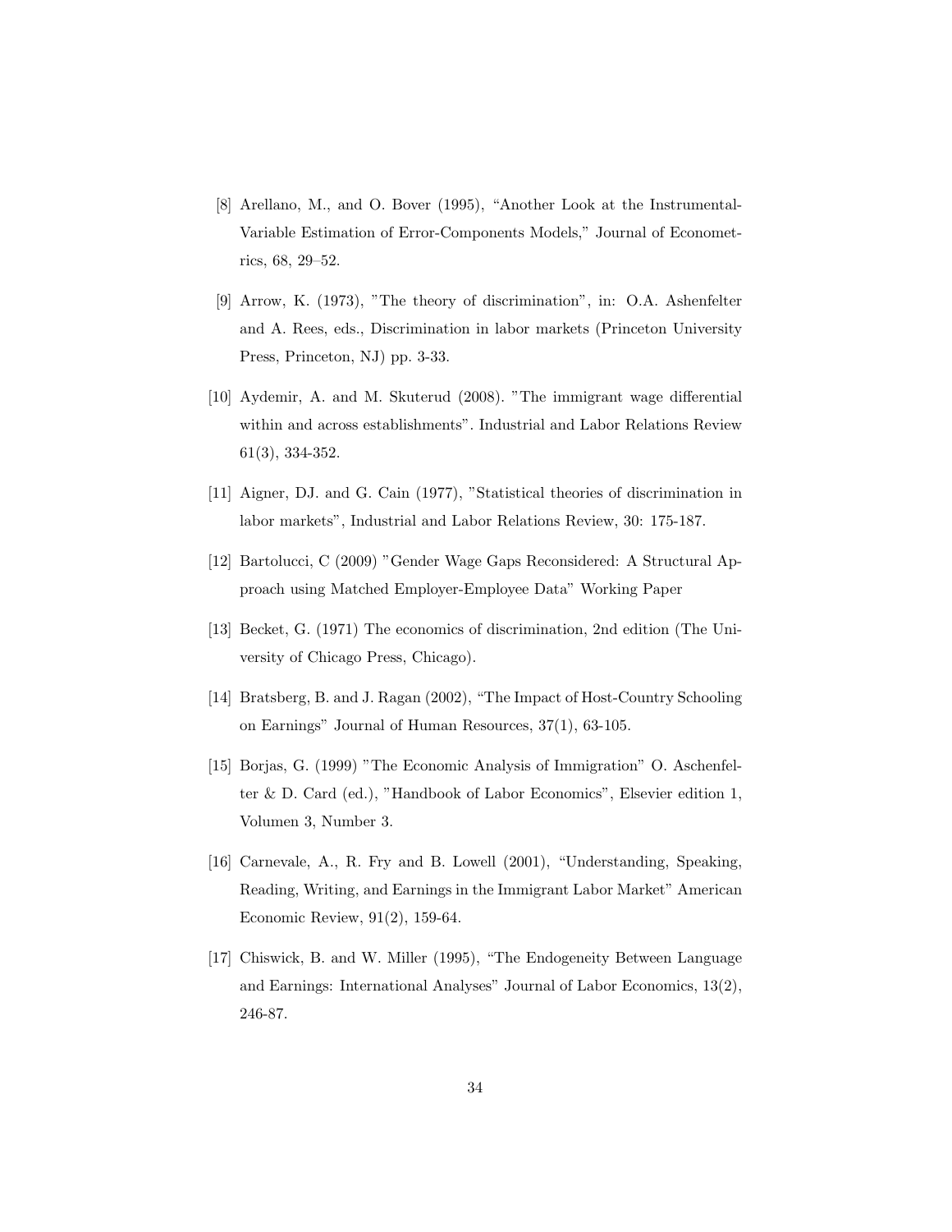[8] Arellano, M., and O. Bover (1995), “Another Look at the Instrumental-Variable Estimation of Error-Components Models,” Journal of Econometrics, 68, 29–52.

[9] Arrow, K. (1973), ”The theory of discrimination”, in: O.A. Ashenfelter and A. Rees, eds., Discrimination in labor markets (Princeton University Press, Princeton, NJ) pp. 3-33.

[10] Aydemir, A. and M. Skuterud (2008). ”The immigrant wage differential within and across establishments”. Industrial and Labor Relations Review 61(3), 334-352.

[11] Aigner, DJ. and G. Cain (1977), ”Statistical theories of discrimination in labor markets”, Industrial and Labor Relations Review, 30: 175-187.

[12] Bartolucci, C (2009) ”Gender Wage Gaps Reconsidered: A Structural Approach using Matched Employer-Employee Data” Working Paper

[13] Becket, G. (1971) The economics of discrimination, 2nd edition (The University of Chicago Press, Chicago).

[14] Bratsberg, B. and J. Ragan (2002), “The Impact of Host-Country Schooling on Earnings” Journal of Human Resources, 37(1), 63-105.

[15] Borjas, G. (1999) ”The Economic Analysis of Immigration” O. Aschenfelter & D. Card (ed.), ”Handbook of Labor Economics”, Elsevier edition 1, Volumen 3, Number 3.

[16] Carnevale, A., R. Fry and B. Lowell (2001), “Understanding, Speaking, Reading, Writing, and Earnings in the Immigrant Labor Market” American Economic Review, 91(2), 159-64.

[17] Chiswick, B. and W. Miller (1995), “The Endogeneity Between Language and Earnings: International Analyses” Journal of Labor Economics, 13(2), 246-87.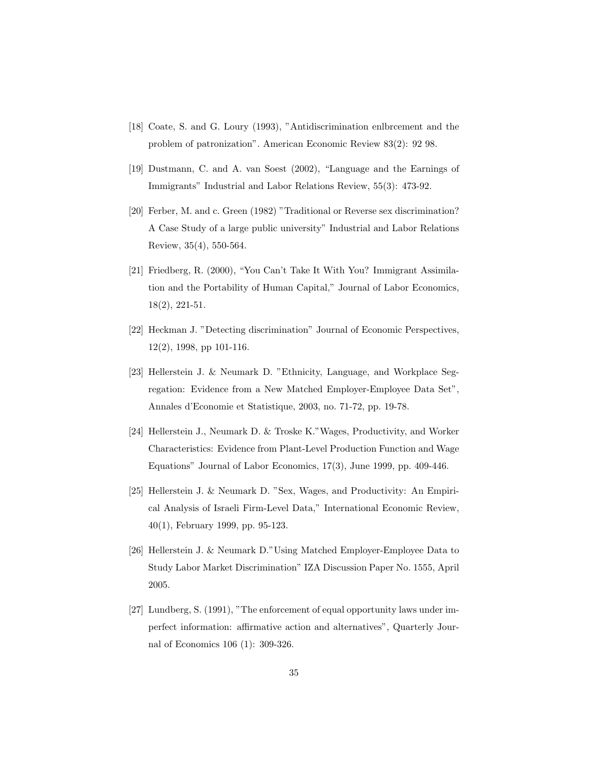[18] Coate, S. and G. Loury (1993), "Antidiscrimination enlbrcement and the problem of patronization". American Economic Review 83(2): 92 98.

[19] Dustmann, C. and A. van Soest (2002), "Language and the Earnings of Immigrants" Industrial and Labor Relations Review, 55(3): 473-92.

[20] Ferber, M. and c. Green (1982) "Traditional or Reverse sex discrimination? A Case Study of a large public university" Industrial and Labor Relations Review, 35(4), 550-564.

[21] Friedberg, R. (2000), "You Can't Take It With You? Immigrant Assimilation and the Portability of Human Capital," Journal of Labor Economics, 18(2), 221-51.

[22] Heckman J. "Detecting discrimination" Journal of Economic Perspectives, 12(2), 1998, pp 101-116.

[23] Hellerstein J. & Neumark D. "Ethnicity, Language, and Workplace Segregation: Evidence from a New Matched Employer-Employee Data Set", Annales d'Economie et Statistique, 2003, no. 71-72, pp. 19-78.

[24] Hellerstein J., Neumark D. & Troske K."Wages, Productivity, and Worker Characteristics: Evidence from Plant-Level Production Function and Wage Equations" Journal of Labor Economics, 17(3), June 1999, pp. 409-446.

[25] Hellerstein J. & Neumark D. "Sex, Wages, and Productivity: An Empirical Analysis of Israeli Firm-Level Data," International Economic Review, 40(1), February 1999, pp. 95-123.

[26] Hellerstein J. & Neumark D."Using Matched Employer-Employee Data to Study Labor Market Discrimination" IZA Discussion Paper No. 1555, April 2005.

[27] Lundberg, S. (1991), "The enforcement of equal opportunity laws under imperfect information: affirmative action and alternatives", Quarterly Journal of Economics 106 (1): 309-326.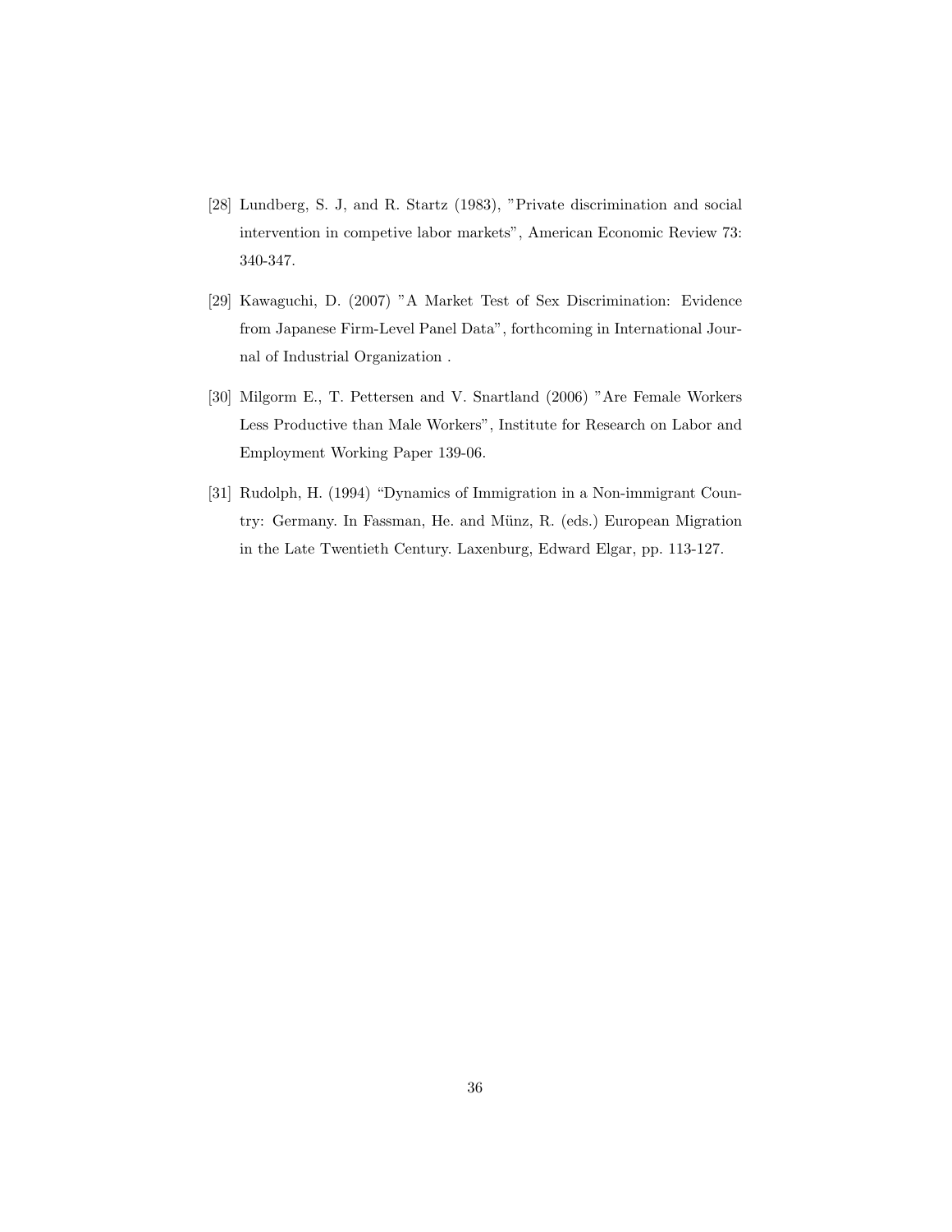[28] Lundberg, S. J, and R. Startz (1983), "Private discrimination and social intervention in competive labor markets", American Economic Review 73: 340-347.

[29] Kawaguchi, D. (2007) "A Market Test of Sex Discrimination: Evidence from Japanese Firm-Level Panel Data", forthcoming in International Journal of Industrial Organization .

[30] Milgorm E., T. Pettersen and V. Snartland (2006) "Are Female Workers Less Productive than Male Workers", Institute for Research on Labor and Employment Working Paper 139-06.

[31] Rudolph, H. (1994) "Dynamics of Immigration in a Non-immigrant Country: Germany. In Fassman, He. and Münz, R. (eds.) European Migration in the Late Twentieth Century. Laxenburg, Edward Elgar, pp. 113-127.